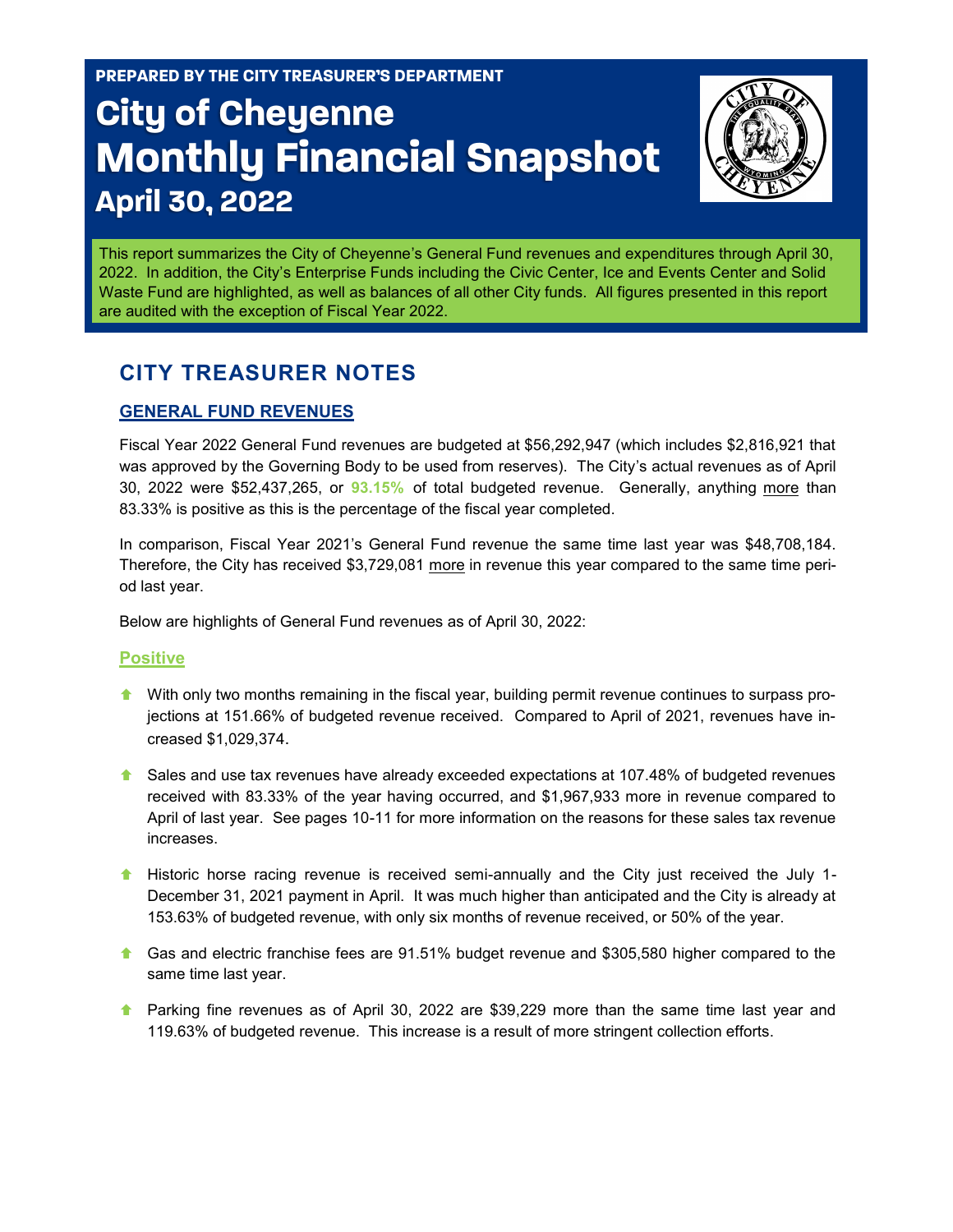**PREPARED BY THE CITY TREASURER'S DEPARTMENT**

# City of Cheyenne Monthly Financial Snapshot

## April 30, 2022

This report summarizes the City of Cheyenne's General Fund revenues and expenditures through April 30, 2022. In addition, the City's Enterprise Funds including the Civic Center, Ice and Events Center and Solid Waste Fund are highlighted, as well as balances of all other City funds. All figures presented in this report are audited with the exception of Fiscal Year 2022.

## CITY TREASURER NOTES

### GENERAL FUND REVENUES

Fiscal Year 2022 General Fund revenues are budgeted at $56,292,947 (which includes $2,816,921 that was approved by the Governing Body to be used from reserves). The City's actual revenues as of April 30, 2022 were $52,437,265, or **93.15%** of total budgeted revenue. Generally, anything more than 83.33% is positive as this is the percentage of the fiscal year completed.

In comparison, Fiscal Year 2021's General Fund revenue the same time last year was $48,708,184. Therefore, the City has received $3,729,081 more in revenue this year compared to the same time period last year.

Below are highlights of General Fund revenues as of April 30, 2022:

#### Positive

- With only two months remaining in the fiscal year, building permit revenue continues to surpass projections at 151.66% of budgeted revenue received. Compared to April of 2021, revenues have increased $1,029,374.
- Sales and use tax revenues have already exceeded expectations at 107.48% of budgeted revenues received with 83.33% of the year having occurred, and $1,967,933 more in revenue compared to April of last year. See pages 10-11 for more information on the reasons for these sales tax revenue increases.
- Historic horse racing revenue is received semi-annually and the City just received the July 1-December 31, 2021 payment in April. It was much higher than anticipated and the City is already at 153.63% of budgeted revenue, with only six months of revenue received, or 50% of the year.
- Gas and electric franchise fees are 91.51% budget revenue and $305,580 higher compared to the same time last year.
- Parking fine revenues as of April 30, 2022 are $39,229 more than the same time last year and 119.63% of budgeted revenue. This increase is a result of more stringent collection efforts.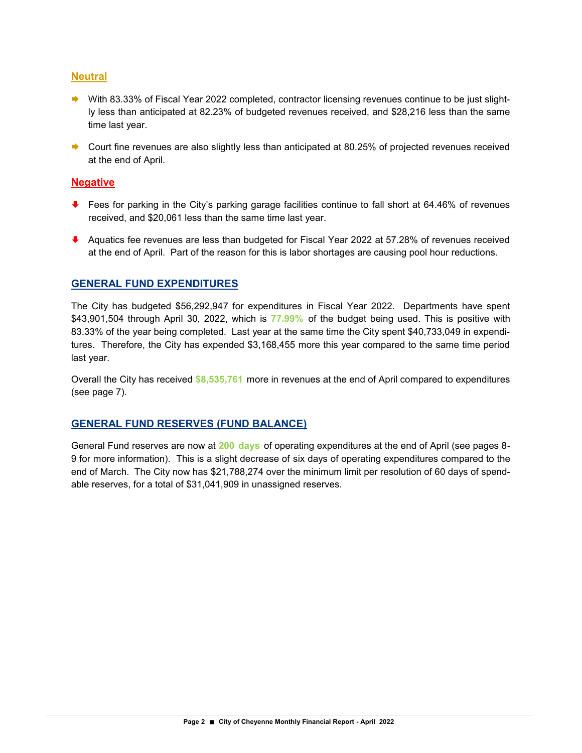## Neutral

- With 83.33% of Fiscal Year 2022 completed, contractor licensing revenues continue to be just slightly less than anticipated at 82.23% of budgeted revenues received, and $28,216 less than the same time last year.

- Court fine revenues are also slightly less than anticipated at 80.25% of projected revenues received at the end of April.

## Negative

- Fees for parking in the City's parking garage facilities continue to fall short at 64.46% of revenues received, and $20,061 less than the same time last year.

- Aquatics fee revenues are less than budgeted for Fiscal Year 2022 at 57.28% of revenues received at the end of April. Part of the reason for this is labor shortages are causing pool hour reductions.

## GENERAL FUND EXPENDITURES

The City has budgeted $56,292,947 for expenditures in Fiscal Year 2022. Departments have spent $43,901,504 through April 30, 2022, which is **77.99%** of the budget being used. This is positive with 83.33% of the year being completed. Last year at the same time the City spent $40,733,049 in expenditures. Therefore, the City has expended $3,168,455 more this year compared to the same time period last year.

Overall the City has received **$8,535,761** more in revenues at the end of April compared to expenditures (see page 7).

## GENERAL FUND RESERVES (FUND BALANCE)

General Fund reserves are now at **200 days** of operating expenditures at the end of April (see pages 8-9 for more information). This is a slight decrease of six days of operating expenditures compared to the end of March. The City now has $21,788,274 over the minimum limit per resolution of 60 days of spendable reserves, for a total of $31,041,909 in unassigned reserves.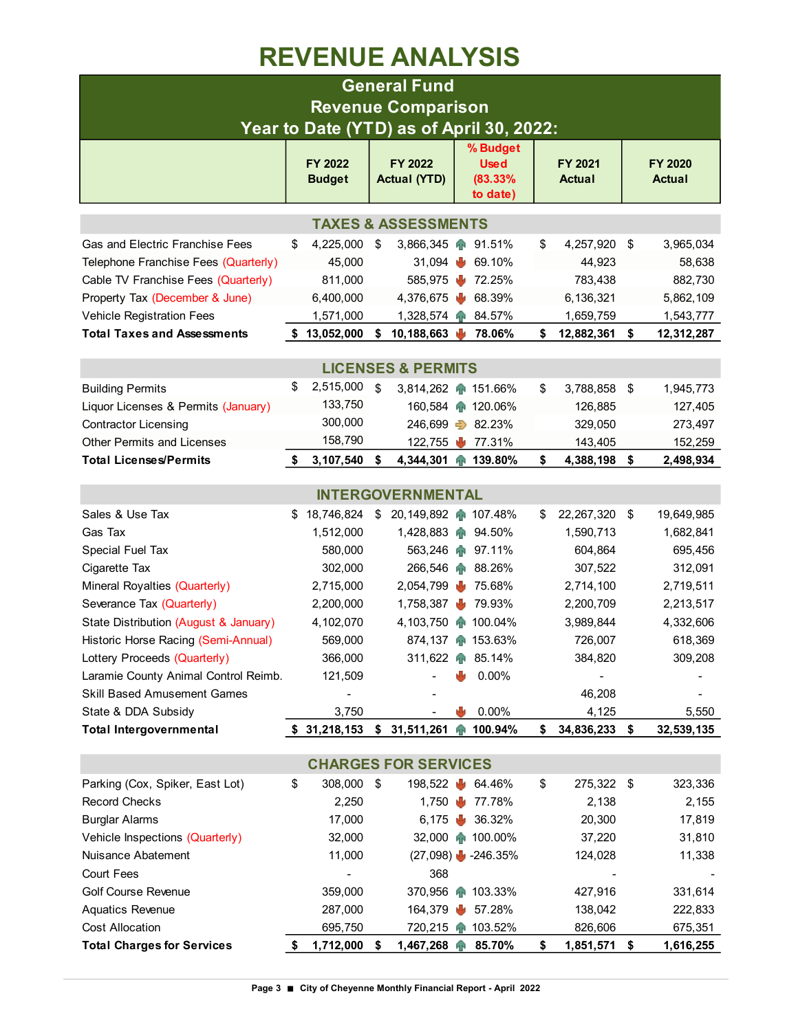# REVENUE ANALYSIS

## General Fund Revenue Comparison Year to Date (YTD) as of April 30, 2022:

| | FY 2022 Budget | FY 2022 Actual (YTD) | % Budget Used (83.33% to date) | FY 2021 Actual | FY 2020 Actual |
|---|---|---|---|---|---|
| **TAXES & ASSESSMENTS** | | | | | |
| Gas and Electric Franchise Fees | $ 4,225,000 | $ 3,866,345 | 91.51% | $ 4,257,920 | $ 3,965,034 |
| Telephone Franchise Fees (Quarterly) | 45,000 | 31,094 | 69.10% | 44,923 | 58,638 |
| Cable TV Franchise Fees (Quarterly) | 811,000 | 585,975 | 72.25% | 783,438 | 882,730 |
| Property Tax (December & June) | 6,400,000 | 4,376,675 | 68.39% | 6,136,321 | 5,862,109 |
| Vehicle Registration Fees | 1,571,000 | 1,328,574 | 84.57% | 1,659,759 | 1,543,777 |
| **Total Taxes and Assessments** | **$ 13,052,000** | **$ 10,188,663** | **78.06%** | **$ 12,882,361** | **$ 12,312,287** |
| **LICENSES & PERMITS** | | | | | |
| Building Permits | $ 2,515,000 | $ 3,814,262 | 151.66% | $ 3,788,858 | $ 1,945,773 |
| Liquor Licenses & Permits (January) | 133,750 | 160,584 | 120.06% | 126,885 | 127,405 |
| Contractor Licensing | 300,000 | 246,699 | 82.23% | 329,050 | 273,497 |
| Other Permits and Licenses | 158,790 | 122,755 | 77.31% | 143,405 | 152,259 |
| **Total Licenses/Permits** | **$ 3,107,540** | **$ 4,344,301** | **139.80%** | **$ 4,388,198** | **$ 2,498,934** |
| **INTERGOVERNMENTAL** | | | | | |
| Sales & Use Tax | $ 18,746,824 | $ 20,149,892 | 107.48% | $ 22,267,320 | $ 19,649,985 |
| Gas Tax | 1,512,000 | 1,428,883 | 94.50% | 1,590,713 | 1,682,841 |
| Special Fuel Tax | 580,000 | 563,246 | 97.11% | 604,864 | 695,456 |
| Cigarette Tax | 302,000 | 266,546 | 88.26% | 307,522 | 312,091 |
| Mineral Royalties (Quarterly) | 2,715,000 | 2,054,799 | 75.68% | 2,714,100 | 2,719,511 |
| Severance Tax (Quarterly) | 2,200,000 | 1,758,387 | 79.93% | 2,200,709 | 2,213,517 |
| State Distribution (August & January) | 4,102,070 | 4,103,750 | 100.04% | 3,989,844 | 4,332,606 |
| Historic Horse Racing (Semi-Annual) | 569,000 | 874,137 | 153.63% | 726,007 | 618,369 |
| Lottery Proceeds (Quarterly) | 366,000 | 311,622 | 85.14% | 384,820 | 309,208 |
| Laramie County Animal Control Reimb. | 121,509 | - | 0.00% | - | - |
| Skill Based Amusement Games | - | - | | 46,208 | - |
| State & DDA Subsidy | 3,750 | - | 0.00% | 4,125 | 5,550 |
| **Total Intergovernmental** | **$ 31,218,153** | **$ 31,511,261** | **100.94%** | **$ 34,836,233** | **$ 32,539,135** |
| **CHARGES FOR SERVICES** | | | | | |
| Parking (Cox, Spiker, East Lot) | $ 308,000 | $ 198,522 | 64.46% | $ 275,322 | $ 323,336 |
| Record Checks | 2,250 | 1,750 | 77.78% | 2,138 | 2,155 |
| Burglar Alarms | 17,000 | 6,175 | 36.32% | 20,300 | 17,819 |
| Vehicle Inspections (Quarterly) | 32,000 | 32,000 | 100.00% | 37,220 | 31,810 |
| Nuisance Abatement | 11,000 | (27,098) | -246.35% | 124,028 | 11,338 |
| Court Fees | - | 368 | | - | - |
| Golf Course Revenue | 359,000 | 370,956 | 103.33% | 427,916 | 331,614 |
| Aquatics Revenue | 287,000 | 164,379 | 57.28% | 138,042 | 222,833 |
| Cost Allocation | 695,750 | 720,215 | 103.52% | 826,606 | 675,351 |
| **Total Charges for Services** | **$ 1,712,000** | **$ 1,467,268** | **85.70%** | **$ 1,851,571** | **$ 1,616,255** |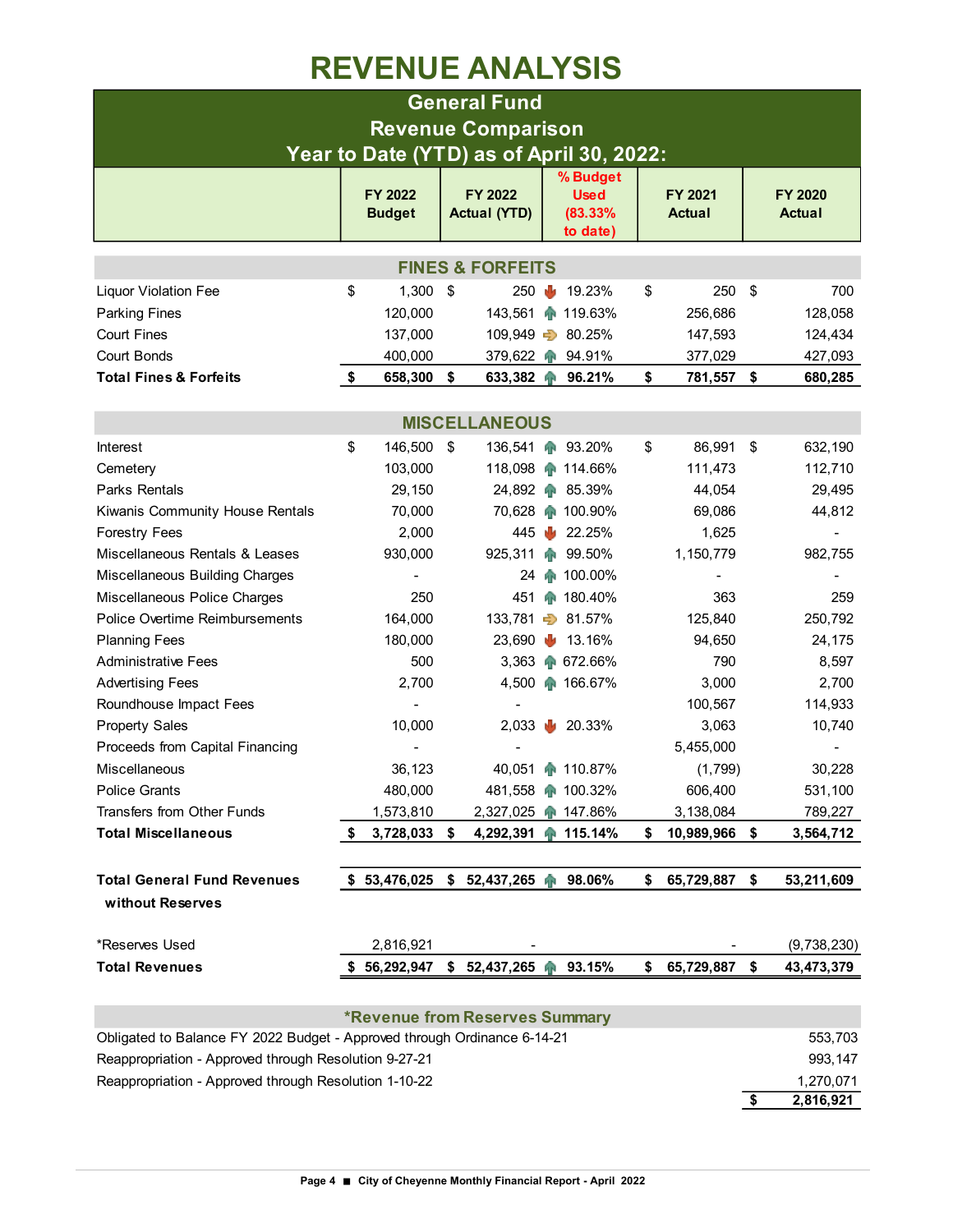# REVENUE ANALYSIS

## General Fund
## Revenue Comparison
## Year to Date (YTD) as of April 30, 2022:

| | FY 2022 Budget | FY 2022 Actual (YTD) | % Budget Used (83.33% to date) | FY 2021 Actual | FY 2020 Actual |
|---|---|---|---|---|---|
| **FINES & FORFEITS** | | | | | |
| Liquor Violation Fee | $ 1,300 | $ 250 | 19.23% | $ 250 | $ 700 |
| Parking Fines | 120,000 | 143,561 | 119.63% | 256,686 | 128,058 |
| Court Fines | 137,000 | 109,949 | 80.25% | 147,593 | 124,434 |
| Court Bonds | 400,000 | 379,622 | 94.91% | 377,029 | 427,093 |
| **Total Fines & Forfeits** | **$ 658,300** | **$ 633,382** | **96.21%** | **$ 781,557** | **$ 680,285** |
| **MISCELLANEOUS** | | | | | |
| Interest | $ 146,500 | $ 136,541 | 93.20% | $ 86,991 | $ 632,190 |
| Cemetery | 103,000 | 118,098 | 114.66% | 111,473 | 112,710 |
| Parks Rentals | 29,150 | 24,892 | 85.39% | 44,054 | 29,495 |
| Kiwanis Community House Rentals | 70,000 | 70,628 | 100.90% | 69,086 | 44,812 |
| Forestry Fees | 2,000 | 445 | 22.25% | 1,625 | - |
| Miscellaneous Rentals & Leases | 930,000 | 925,311 | 99.50% | 1,150,779 | 982,755 |
| Miscellaneous Building Charges | - | 24 | 100.00% | - | - |
| Miscellaneous Police Charges | 250 | 451 | 180.40% | 363 | 259 |
| Police Overtime Reimbursements | 164,000 | 133,781 | 81.57% | 125,840 | 250,792 |
| Planning Fees | 180,000 | 23,690 | 13.16% | 94,650 | 24,175 |
| Administrative Fees | 500 | 3,363 | 672.66% | 790 | 8,597 |
| Advertising Fees | 2,700 | 4,500 | 166.67% | 3,000 | 2,700 |
| Roundhouse Impact Fees | - | - | | 100,567 | 114,933 |
| Property Sales | 10,000 | 2,033 | 20.33% | 3,063 | 10,740 |
| Proceeds from Capital Financing | - | - | | 5,455,000 | - |
| Miscellaneous | 36,123 | 40,051 | 110.87% | (1,799) | 30,228 |
| Police Grants | 480,000 | 481,558 | 100.32% | 606,400 | 531,100 |
| Transfers from Other Funds | 1,573,810 | 2,327,025 | 147.86% | 3,138,084 | 789,227 |
| **Total Miscellaneous** | **$ 3,728,033** | **$ 4,292,391** | **115.14%** | **$ 10,989,966** | **$ 3,564,712** |
| **Total General Fund Revenues without Reserves** | **$ 53,476,025** | **$ 52,437,265** | **98.06%** | **$ 65,729,887** | **$ 53,211,609** |
| *Reserves Used | 2,816,921 | - | | - | (9,738,230) |
| **Total Revenues** | **$ 56,292,947** | **$ 52,437,265** | **93.15%** | **$ 65,729,887** | **$ 43,473,379** |

### *Revenue from Reserves Summary

| | |
|---|---|
| Obligated to Balance FY 2022 Budget - Approved through Ordinance 6-14-21 | 553,703 |
| Reappropriation - Approved through Resolution 9-27-21 | 993,147 |
| Reappropriation - Approved through Resolution 1-10-22 | 1,270,071 |
| | **$ 2,816,921** |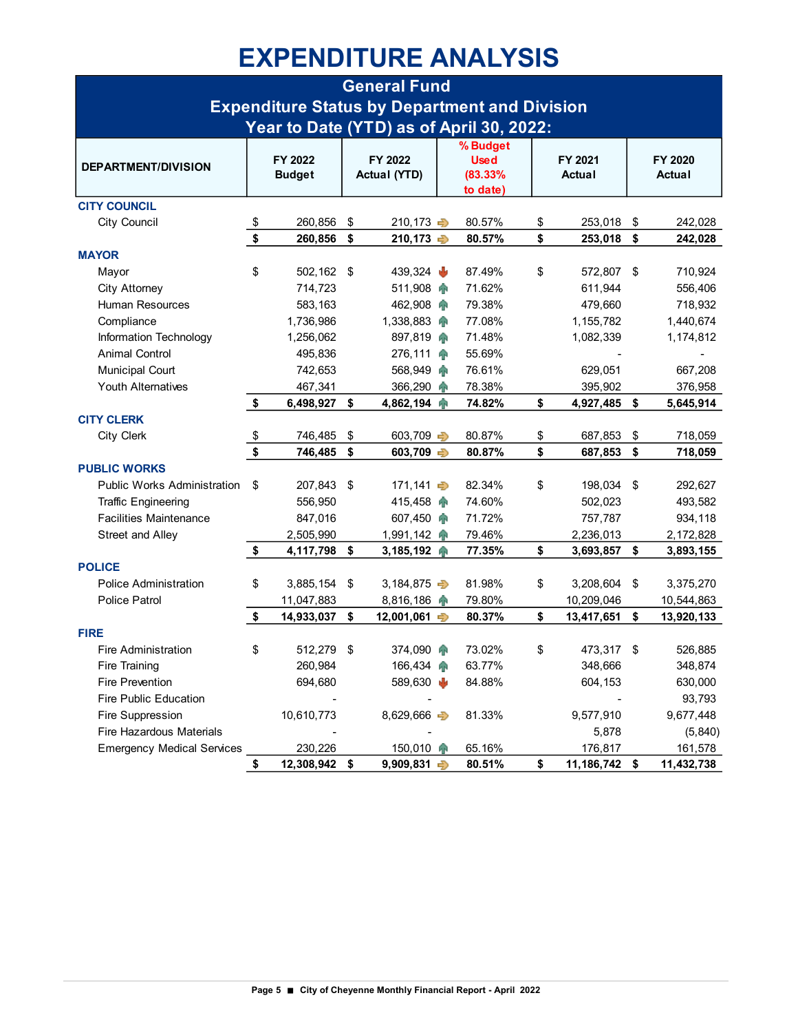# EXPENDITURE ANALYSIS

## General Fund
## Expenditure Status by Department and Division
## Year to Date (YTD) as of April 30, 2022:

| DEPARTMENT/DIVISION | FY 2022 Budget | FY 2022 Actual (YTD) | % Budget Used (83.33% to date) | FY 2021 Actual | FY 2020 Actual |
|---|---|---|---|---|---|
| **CITY COUNCIL** | | | | | |
| City Council | $ 260,856 | $ 210,173 | 80.57% | $ 253,018 | $ 242,028 |
| | **$ 260,856** | **$ 210,173** | **80.57%** | **$ 253,018** | **$ 242,028** |
| **MAYOR** | | | | | |
| Mayor | $ 502,162 | $ 439,324 | 87.49% | $ 572,807 | $ 710,924 |
| City Attorney | 714,723 | 511,908 | 71.62% | 611,944 | 556,406 |
| Human Resources | 583,163 | 462,908 | 79.38% | 479,660 | 718,932 |
| Compliance | 1,736,986 | 1,338,883 | 77.08% | 1,155,782 | 1,440,674 |
| Information Technology | 1,256,062 | 897,819 | 71.48% | 1,082,339 | 1,174,812 |
| Animal Control | 495,836 | 276,111 | 55.69% | - | - |
| Municipal Court | 742,653 | 568,949 | 76.61% | 629,051 | 667,208 |
| Youth Alternatives | 467,341 | 366,290 | 78.38% | 395,902 | 376,958 |
| | **$ 6,498,927** | **$ 4,862,194** | **74.82%** | **$ 4,927,485** | **$ 5,645,914** |
| **CITY CLERK** | | | | | |
| City Clerk | $ 746,485 | $ 603,709 | 80.87% | $ 687,853 | $ 718,059 |
| | **$ 746,485** | **$ 603,709** | **80.87%** | **$ 687,853** | **$ 718,059** |
| **PUBLIC WORKS** | | | | | |
| Public Works Administration | $ 207,843 | $ 171,141 | 82.34% | $ 198,034 | $ 292,627 |
| Traffic Engineering | 556,950 | 415,458 | 74.60% | 502,023 | 493,582 |
| Facilities Maintenance | 847,016 | 607,450 | 71.72% | 757,787 | 934,118 |
| Street and Alley | 2,505,990 | 1,991,142 | 79.46% | 2,236,013 | 2,172,828 |
| | **$ 4,117,798** | **$ 3,185,192** | **77.35%** | **$ 3,693,857** | **$ 3,893,155** |
| **POLICE** | | | | | |
| Police Administration | $ 3,885,154 | $ 3,184,875 | 81.98% | $ 3,208,604 | $ 3,375,270 |
| Police Patrol | 11,047,883 | 8,816,186 | 79.80% | 10,209,046 | 10,544,863 |
| | **$ 14,933,037** | **$ 12,001,061** | **80.37%** | **$ 13,417,651** | **$ 13,920,133** |
| **FIRE** | | | | | |
| Fire Administration | $ 512,279 | $ 374,090 | 73.02% | $ 473,317 | $ 526,885 |
| Fire Training | 260,984 | 166,434 | 63.77% | 348,666 | 348,874 |
| Fire Prevention | 694,680 | 589,630 | 84.88% | 604,153 | 630,000 |
| Fire Public Education | - | - | | - | 93,793 |
| Fire Suppression | 10,610,773 | 8,629,666 | 81.33% | 9,577,910 | 9,677,448 |
| Fire Hazardous Materials | - | - | | 5,878 | (5,840) |
| Emergency Medical Services | 230,226 | 150,010 | 65.16% | 176,817 | 161,578 |
| | **$ 12,308,942** | **$ 9,909,831** | **80.51%** | **$ 11,186,742** | **$ 11,432,738** |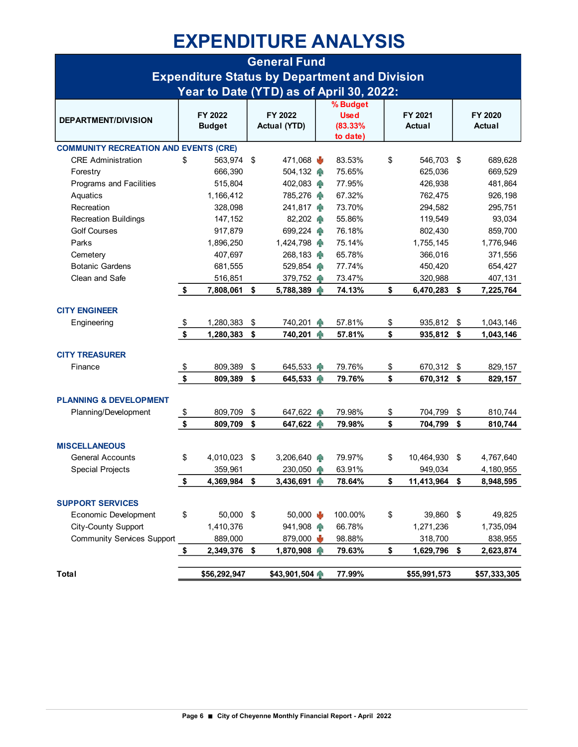# EXPENDITURE ANALYSIS

## General Fund
## Expenditure Status by Department and Division
## Year to Date (YTD) as of April 30, 2022:

| DEPARTMENT/DIVISION | FY 2022 Budget | FY 2022 Actual (YTD) | % Budget Used (83.33% to date) | FY 2021 Actual | FY 2020 Actual |
|---|---|---|---|---|---|
| **COMMUNITY RECREATION AND EVENTS (CRE)** | | | | | |
| CRE Administration | $ 563,974 | $ 471,068 | 83.53% | $ 546,703 | $ 689,628 |
| Forestry | 666,390 | 504,132 | 75.65% | 625,036 | 669,529 |
| Programs and Facilities | 515,804 | 402,083 | 77.95% | 426,938 | 481,864 |
| Aquatics | 1,166,412 | 785,276 | 67.32% | 762,475 | 926,198 |
| Recreation | 328,098 | 241,817 | 73.70% | 294,582 | 295,751 |
| Recreation Buildings | 147,152 | 82,202 | 55.86% | 119,549 | 93,034 |
| Golf Courses | 917,879 | 699,224 | 76.18% | 802,430 | 859,700 |
| Parks | 1,896,250 | 1,424,798 | 75.14% | 1,755,145 | 1,776,946 |
| Cemetery | 407,697 | 268,183 | 65.78% | 366,016 | 371,556 |
| Botanic Gardens | 681,555 | 529,854 | 77.74% | 450,420 | 654,427 |
| Clean and Safe | 516,851 | 379,752 | 73.47% | 320,988 | 407,131 |
| | **$ 7,808,061** | **$ 5,788,389** | **74.13%** | **$ 6,470,283** | **$ 7,225,764** |
| **CITY ENGINEER** | | | | | |
| Engineering | $ 1,280,383 | $ 740,201 | 57.81% | $ 935,812 | $ 1,043,146 |
| | **$ 1,280,383** | **$ 740,201** | **57.81%** | **$ 935,812** | **$ 1,043,146** |
| **CITY TREASURER** | | | | | |
| Finance | $ 809,389 | $ 645,533 | 79.76% | $ 670,312 | $ 829,157 |
| | **$ 809,389** | **$ 645,533** | **79.76%** | **$ 670,312** | **$ 829,157** |
| **PLANNING & DEVELOPMENT** | | | | | |
| Planning/Development | $ 809,709 | $ 647,622 | 79.98% | $ 704,799 | $ 810,744 |
| | **$ 809,709** | **$ 647,622** | **79.98%** | **$ 704,799** | **$ 810,744** |
| **MISCELLANEOUS** | | | | | |
| General Accounts | $ 4,010,023 | $ 3,206,640 | 79.97% | $ 10,464,930 | $ 4,767,640 |
| Special Projects | 359,961 | 230,050 | 63.91% | 949,034 | 4,180,955 |
| | **$ 4,369,984** | **$ 3,436,691** | **78.64%** | **$ 11,413,964** | **$ 8,948,595** |
| **SUPPORT SERVICES** | | | | | |
| Economic Development | $ 50,000 | $ 50,000 | 100.00% | $ 39,860 | $ 49,825 |
| City-County Support | 1,410,376 | 941,908 | 66.78% | 1,271,236 | 1,735,094 |
| Community Services Support | 889,000 | 879,000 | 98.88% | 318,700 | 838,955 |
| | **$ 2,349,376** | **$ 1,870,908** | **79.63%** | **$ 1,629,796** | **$ 2,623,874** |
| **Total** | **$56,292,947** | **$43,901,504** | **77.99%** | **$55,991,573** | **$57,333,305** |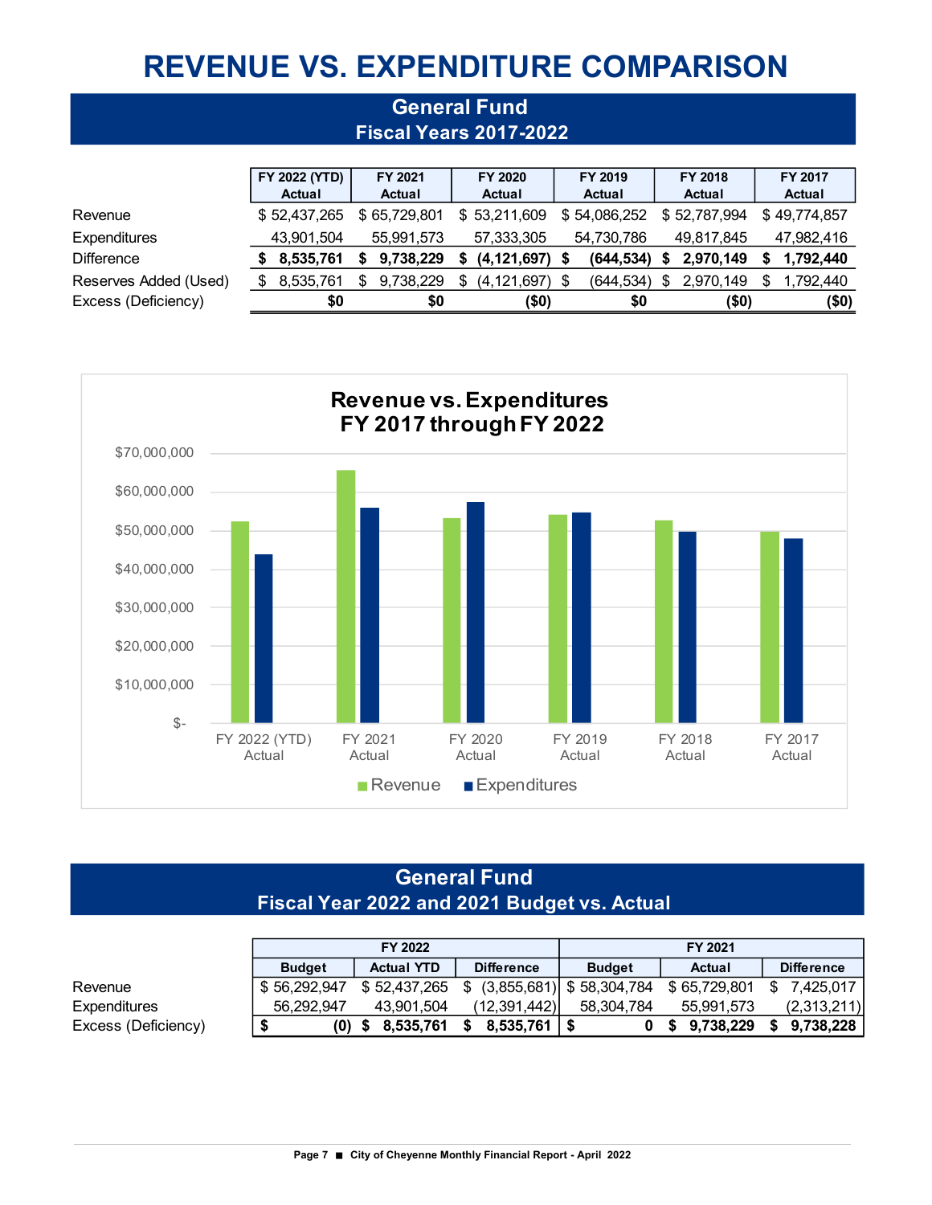# REVENUE VS. EXPENDITURE COMPARISON

## General Fund
### Fiscal Years 2017-2022

| | FY 2022 (YTD) Actual | FY 2021 Actual | FY 2020 Actual | FY 2019 Actual | FY 2018 Actual | FY 2017 Actual |
|---|---|---|---|---|---|---|
| Revenue | $ 52,437,265 | $ 65,729,801 | $ 53,211,609 | $ 54,086,252 | $ 52,787,994 | $ 49,774,857 |
| Expenditures | 43,901,504 | 55,991,573 | 57,333,305 | 54,730,786 | 49,817,845 | 47,982,416 |
| Difference | **$ 8,535,761** | **$ 9,738,229** | **$ (4,121,697)** | **$ (644,534)** | **$ 2,970,149** | **$ 1,792,440** |
| Reserves Added (Used) | $ 8,535,761 | $ 9,738,229 | $ (4,121,697) | $ (644,534) | $ 2,970,149 | $ 1,792,440 |
| Excess (Deficiency) | **$0** | **$0** | **($0)** | **$0** | **($0)** | **($0)** |

**Revenue vs. Expenditures FY 2017 through FY 2022**

| | Revenue | Expenditures |
|---|---|---|
| FY 2022 (YTD) Actual | $52,437,265 | $43,901,504 |
| FY 2021 Actual | $65,729,801 | $55,991,573 |
| FY 2020 Actual | $53,211,609 | $57,333,305 |
| FY 2019 Actual | $54,086,252 | $54,730,786 |
| FY 2018 Actual | $52,787,994 | $49,817,845 |
| FY 2017 Actual | $49,774,857 | $47,982,416 |

## General Fund
### Fiscal Year 2022 and 2021 Budget vs. Actual

| | FY 2022 | | | FY 2021 | | |
|---|---|---|---|---|---|---|
| | Budget | Actual YTD | Difference | Budget | Actual | Difference |
| Revenue | $ 56,292,947 | $ 52,437,265 | $ (3,855,681) | $ 58,304,784 | $ 65,729,801 | $ 7,425,017 |
| Expenditures | 56,292,947 | 43,901,504 | (12,391,442) | 58,304,784 | 55,991,573 | (2,313,211) |
| Excess (Deficiency) | **$ (0)** | **$ 8,535,761** | **$ 8,535,761** | **$ 0** | **$ 9,738,229** | **$ 9,738,228** |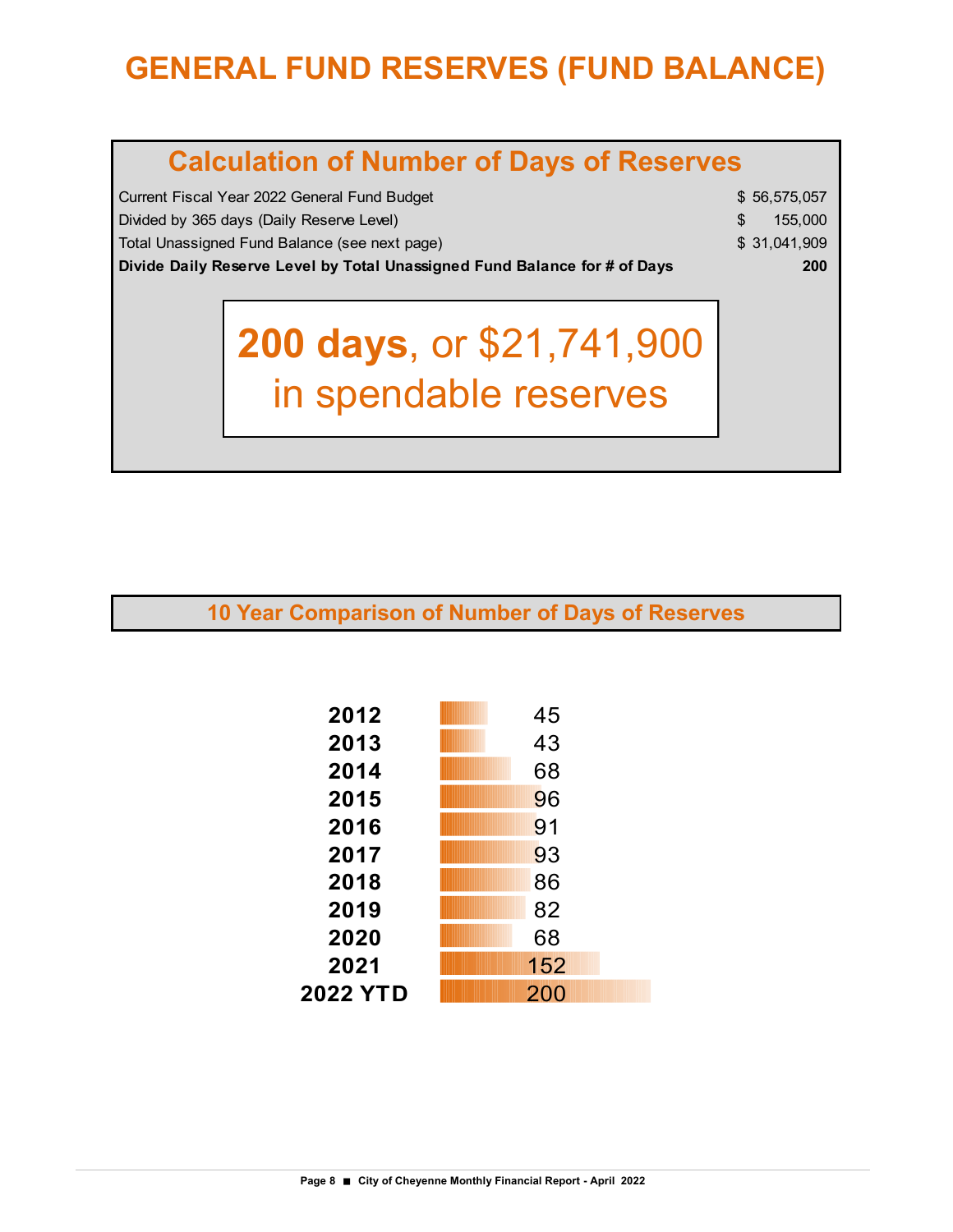# GENERAL FUND RESERVES (FUND BALANCE)

## Calculation of Number of Days of Reserves

| | |
|---|---|
| Current Fiscal Year 2022 General Fund Budget | $ 56,575,057 |
| Divided by 365 days (Daily Reserve Level) | $ 155,000 |
| Total Unassigned Fund Balance (see next page) | $ 31,041,909 |
| **Divide Daily Reserve Level by Total Unassigned Fund Balance for # of Days** | **200** |

**200 days**, or $21,741,900 in spendable reserves

## 10 Year Comparison of Number of Days of Reserves

| Year | Days |
|---|---|
| **2012** | 45 |
| **2013** | 43 |
| **2014** | 68 |
| **2015** | 96 |
| **2016** | 91 |
| **2017** | 93 |
| **2018** | 86 |
| **2019** | 82 |
| **2020** | 68 |
| **2021** | 152 |
| **2022 YTD** | 200 |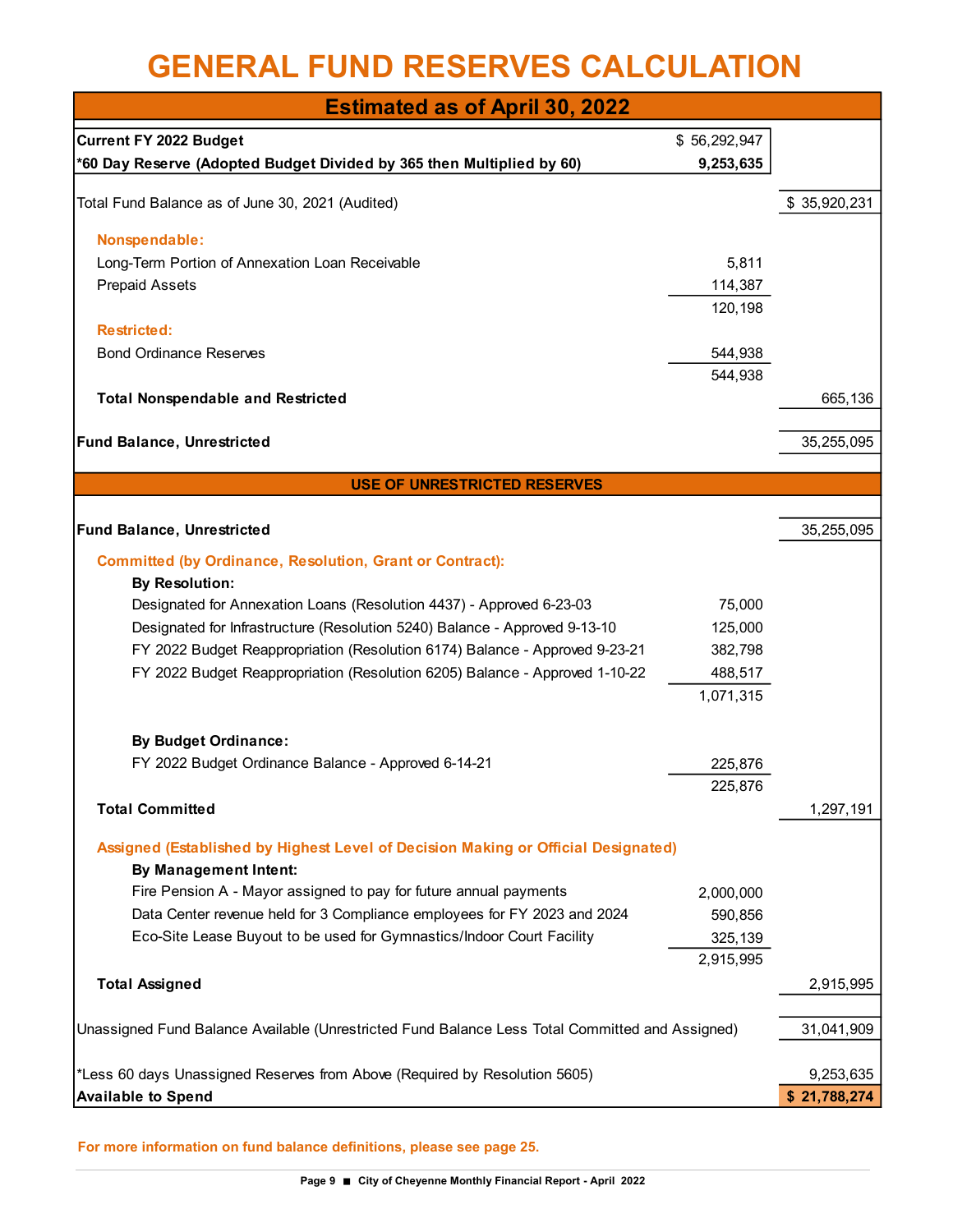# GENERAL FUND RESERVES CALCULATION

## Estimated as of April 30, 2022

| | | |
|---|---|---|
| **Current FY 2022 Budget** | $ 56,292,947 | |
| **\*60 Day Reserve (Adopted Budget Divided by 365 then Multiplied by 60)** | **9,253,635** | |
| Total Fund Balance as of June 30, 2021 (Audited) | | $ 35,920,231 |
| **Nonspendable:** | | |
| Long-Term Portion of Annexation Loan Receivable | 5,811 | |
| Prepaid Assets | 114,387 | |
| | 120,198 | |
| **Restricted:** | | |
| Bond Ordinance Reserves | 544,938 | |
| | 544,938 | |
| **Total Nonspendable and Restricted** | | 665,136 |
| **Fund Balance, Unrestricted** | | 35,255,095 |

### USE OF UNRESTRICTED RESERVES

| | | |
|---|---|---|
| **Fund Balance, Unrestricted** | | 35,255,095 |
| **Committed (by Ordinance, Resolution, Grant or Contract):** | | |
| **By Resolution:** | | |
| Designated for Annexation Loans (Resolution 4437) - Approved 6-23-03 | 75,000 | |
| Designated for Infrastructure (Resolution 5240) Balance - Approved 9-13-10 | 125,000 | |
| FY 2022 Budget Reappropriation (Resolution 6174) Balance - Approved 9-23-21 | 382,798 | |
| FY 2022 Budget Reappropriation (Resolution 6205) Balance - Approved 1-10-22 | 488,517 | |
| | 1,071,315 | |
| **By Budget Ordinance:** | | |
| FY 2022 Budget Ordinance Balance - Approved 6-14-21 | 225,876 | |
| | 225,876 | |
| **Total Committed** | | 1,297,191 |
| **Assigned (Established by Highest Level of Decision Making or Official Designated)** | | |
| **By Management Intent:** | | |
| Fire Pension A - Mayor assigned to pay for future annual payments | 2,000,000 | |
| Data Center revenue held for 3 Compliance employees for FY 2023 and 2024 | 590,856 | |
| Eco-Site Lease Buyout to be used for Gymnastics/Indoor Court Facility | 325,139 | |
| | 2,915,995 | |
| **Total Assigned** | | 2,915,995 |
| Unassigned Fund Balance Available (Unrestricted Fund Balance Less Total Committed and Assigned) | | 31,041,909 |
| \*Less 60 days Unassigned Reserves from Above (Required by Resolution 5605) | | 9,253,635 |
| **Available to Spend** | | **$ 21,788,274** |

**For more information on fund balance definitions, please see page 25.**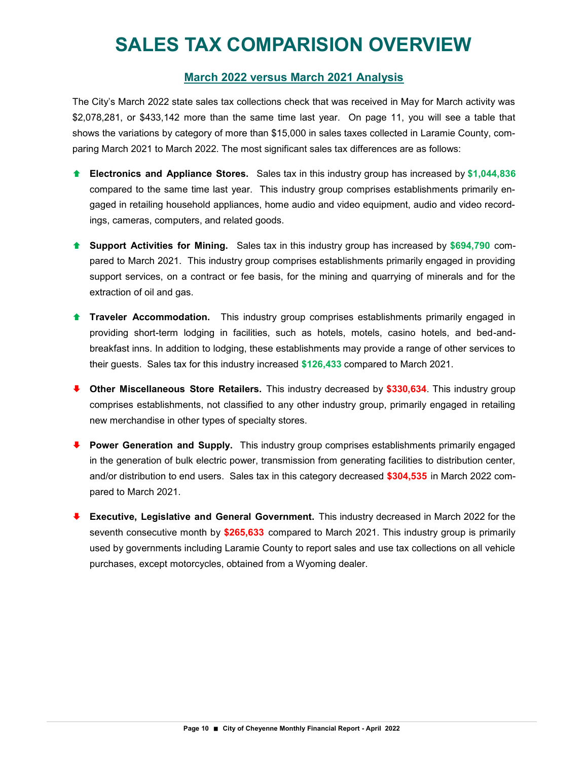# SALES TAX COMPARISION OVERVIEW

## March 2022 versus March 2021 Analysis

The City's March 2022 state sales tax collections check that was received in May for March activity was $2,078,281, or $433,142 more than the same time last year. On page 11, you will see a table that shows the variations by category of more than $15,000 in sales taxes collected in Laramie County, comparing March 2021 to March 2022. The most significant sales tax differences are as follows:

- ⬆ **Electronics and Appliance Stores.** Sales tax in this industry group has increased by **$1,044,836** compared to the same time last year. This industry group comprises establishments primarily engaged in retailing household appliances, home audio and video equipment, audio and video recordings, cameras, computers, and related goods.

- ⬆ **Support Activities for Mining.** Sales tax in this industry group has increased by **$694,790** compared to March 2021. This industry group comprises establishments primarily engaged in providing support services, on a contract or fee basis, for the mining and quarrying of minerals and for the extraction of oil and gas.

- ⬆ **Traveler Accommodation.** This industry group comprises establishments primarily engaged in providing short-term lodging in facilities, such as hotels, motels, casino hotels, and bed-and-breakfast inns. In addition to lodging, these establishments may provide a range of other services to their guests. Sales tax for this industry increased **$126,433** compared to March 2021.

- ⬇ **Other Miscellaneous Store Retailers.** This industry decreased by **$330,634**. This industry group comprises establishments, not classified to any other industry group, primarily engaged in retailing new merchandise in other types of specialty stores.

- ⬇ **Power Generation and Supply.** This industry group comprises establishments primarily engaged in the generation of bulk electric power, transmission from generating facilities to distribution center, and/or distribution to end users. Sales tax in this category decreased **$304,535** in March 2022 compared to March 2021.

- ⬇ **Executive, Legislative and General Government.** This industry decreased in March 2022 for the seventh consecutive month by **$265,633** compared to March 2021. This industry group is primarily used by governments including Laramie County to report sales and use tax collections on all vehicle purchases, except motorcycles, obtained from a Wyoming dealer.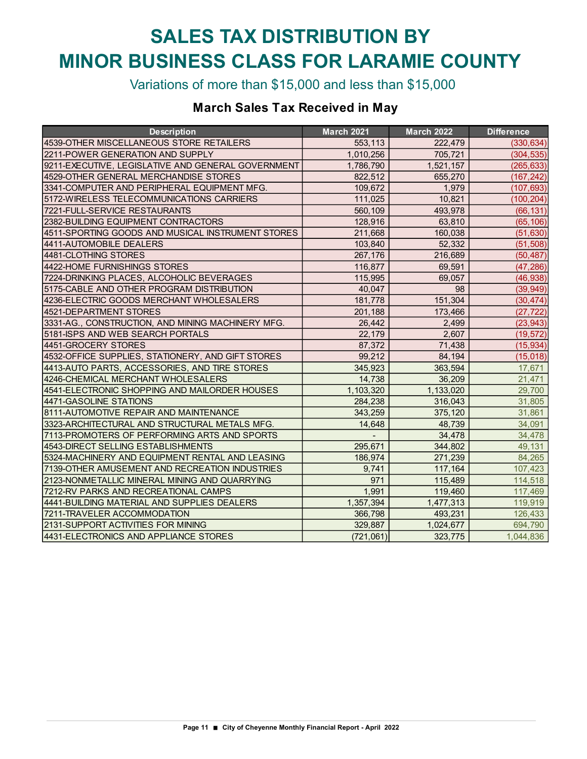# SALES TAX DISTRIBUTION BY MINOR BUSINESS CLASS FOR LARAMIE COUNTY

Variations of more than $15,000 and less than $15,000

### March Sales Tax Received in May

| Description | March 2021 | March 2022 | Difference |
|---|---|---|---|
| 4539-OTHER MISCELLANEOUS STORE RETAILERS | 553,113 | 222,479 | (330,634) |
| 2211-POWER GENERATION AND SUPPLY | 1,010,256 | 705,721 | (304,535) |
| 9211-EXECUTIVE, LEGISLATIVE AND GENERAL GOVERNMENT | 1,786,790 | 1,521,157 | (265,633) |
| 4529-OTHER GENERAL MERCHANDISE STORES | 822,512 | 655,270 | (167,242) |
| 3341-COMPUTER AND PERIPHERAL EQUIPMENT MFG. | 109,672 | 1,979 | (107,693) |
| 5172-WIRELESS TELECOMMUNICATIONS CARRIERS | 111,025 | 10,821 | (100,204) |
| 7221-FULL-SERVICE RESTAURANTS | 560,109 | 493,978 | (66,131) |
| 2382-BUILDING EQUIPMENT CONTRACTORS | 128,916 | 63,810 | (65,106) |
| 4511-SPORTING GOODS AND MUSICAL INSTRUMENT STORES | 211,668 | 160,038 | (51,630) |
| 4411-AUTOMOBILE DEALERS | 103,840 | 52,332 | (51,508) |
| 4481-CLOTHING STORES | 267,176 | 216,689 | (50,487) |
| 4422-HOME FURNISHINGS STORES | 116,877 | 69,591 | (47,286) |
| 7224-DRINKING PLACES, ALCOHOLIC BEVERAGES | 115,995 | 69,057 | (46,938) |
| 5175-CABLE AND OTHER PROGRAM DISTRIBUTION | 40,047 | 98 | (39,949) |
| 4236-ELECTRIC GOODS MERCHANT WHOLESALERS | 181,778 | 151,304 | (30,474) |
| 4521-DEPARTMENT STORES | 201,188 | 173,466 | (27,722) |
| 3331-AG., CONSTRUCTION, AND MINING MACHINERY MFG. | 26,442 | 2,499 | (23,943) |
| 5181-ISPS AND WEB SEARCH PORTALS | 22,179 | 2,607 | (19,572) |
| 4451-GROCERY STORES | 87,372 | 71,438 | (15,934) |
| 4532-OFFICE SUPPLIES, STATIONERY, AND GIFT STORES | 99,212 | 84,194 | (15,018) |
| 4413-AUTO PARTS, ACCESSORIES, AND TIRE STORES | 345,923 | 363,594 | 17,671 |
| 4246-CHEMICAL MERCHANT WHOLESALERS | 14,738 | 36,209 | 21,471 |
| 4541-ELECTRONIC SHOPPING AND MAILORDER HOUSES | 1,103,320 | 1,133,020 | 29,700 |
| 4471-GASOLINE STATIONS | 284,238 | 316,043 | 31,805 |
| 8111-AUTOMOTIVE REPAIR AND MAINTENANCE | 343,259 | 375,120 | 31,861 |
| 3323-ARCHITECTURAL AND STRUCTURAL METALS MFG. | 14,648 | 48,739 | 34,091 |
| 7113-PROMOTERS OF PERFORMING ARTS AND SPORTS | - | 34,478 | 34,478 |
| 4543-DIRECT SELLING ESTABLISHMENTS | 295,671 | 344,802 | 49,131 |
| 5324-MACHINERY AND EQUIPMENT RENTAL AND LEASING | 186,974 | 271,239 | 84,265 |
| 7139-OTHER AMUSEMENT AND RECREATION INDUSTRIES | 9,741 | 117,164 | 107,423 |
| 2123-NONMETALLIC MINERAL MINING AND QUARRYING | 971 | 115,489 | 114,518 |
| 7212-RV PARKS AND RECREATIONAL CAMPS | 1,991 | 119,460 | 117,469 |
| 4441-BUILDING MATERIAL AND SUPPLIES DEALERS | 1,357,394 | 1,477,313 | 119,919 |
| 7211-TRAVELER ACCOMMODATION | 366,798 | 493,231 | 126,433 |
| 2131-SUPPORT ACTIVITIES FOR MINING | 329,887 | 1,024,677 | 694,790 |
| 4431-ELECTRONICS AND APPLIANCE STORES | (721,061) | 323,775 | 1,044,836 |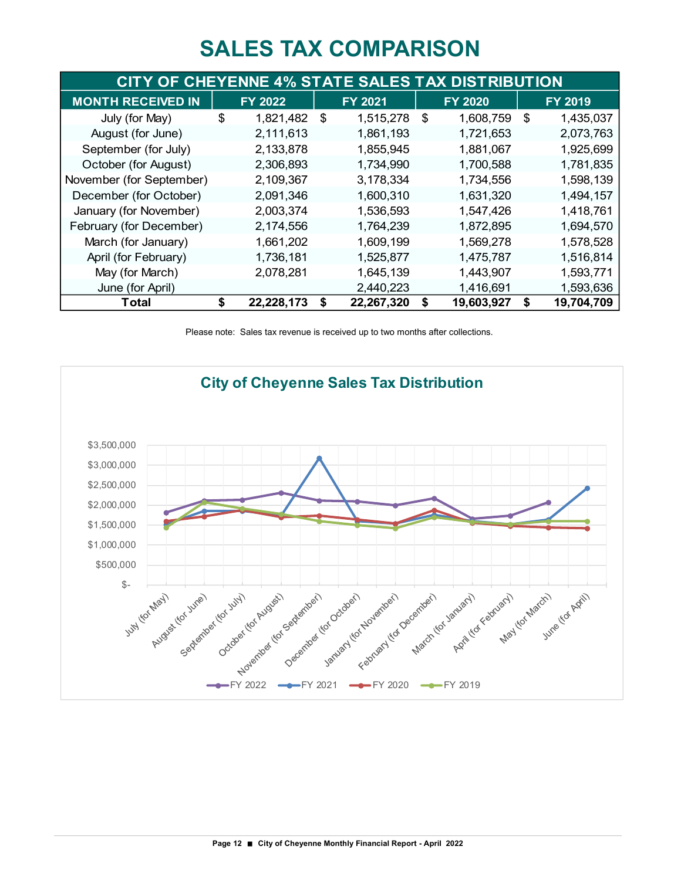# SALES TAX COMPARISON

| CITY OF CHEYENNE 4% STATE SALES TAX DISTRIBUTION | | | | |
|---|---|---|---|---|
| **MONTH RECEIVED IN** | **FY 2022** | **FY 2021** | **FY 2020** | **FY 2019** |
| July (for May) | $ 1,821,482 | $ 1,515,278 | $ 1,608,759 | $ 1,435,037 |
| August (for June) | 2,111,613 | 1,861,193 | 1,721,653 | 2,073,763 |
| September (for July) | 2,133,878 | 1,855,945 | 1,881,067 | 1,925,699 |
| October (for August) | 2,306,893 | 1,734,990 | 1,700,588 | 1,781,835 |
| November (for September) | 2,109,367 | 3,178,334 | 1,734,556 | 1,598,139 |
| December (for October) | 2,091,346 | 1,600,310 | 1,631,320 | 1,494,157 |
| January (for November) | 2,003,374 | 1,536,593 | 1,547,426 | 1,418,761 |
| February (for December) | 2,174,556 | 1,764,239 | 1,872,895 | 1,694,570 |
| March (for January) | 1,661,202 | 1,609,199 | 1,569,278 | 1,578,528 |
| April (for February) | 1,736,181 | 1,525,877 | 1,475,787 | 1,516,814 |
| May (for March) | 2,078,281 | 1,645,139 | 1,443,907 | 1,593,771 |
| June (for April) | | 2,440,223 | 1,416,691 | 1,593,636 |
| **Total** | **$ 22,228,173** | **$ 22,267,320** | **$ 19,603,927** | **$ 19,704,709** |

Please note: Sales tax revenue is received up to two months after collections.

## City of Cheyenne Sales Tax Distribution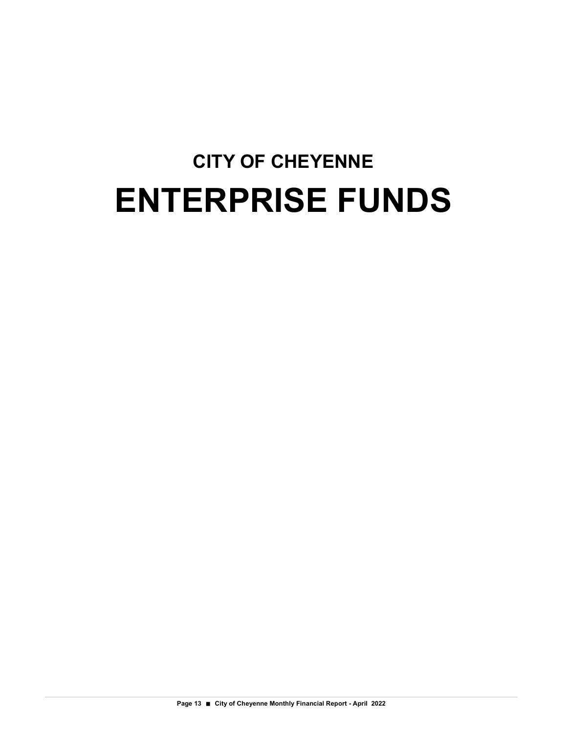## CITY OF CHEYENNE

# ENTERPRISE FUNDS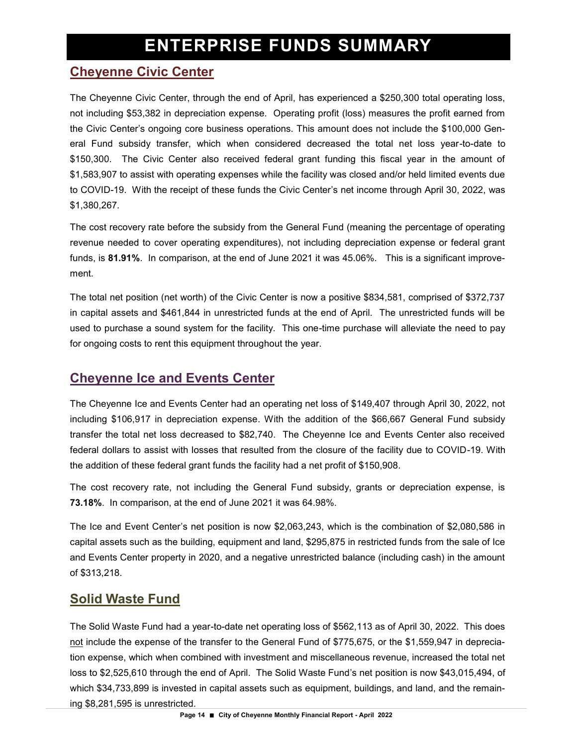# ENTERPRISE FUNDS SUMMARY

## Cheyenne Civic Center

The Cheyenne Civic Center, through the end of April, has experienced a $250,300 total operating loss, not including $53,382 in depreciation expense. Operating profit (loss) measures the profit earned from the Civic Center's ongoing core business operations. This amount does not include the $100,000 General Fund subsidy transfer, which when considered decreased the total net loss year-to-date to $150,300. The Civic Center also received federal grant funding this fiscal year in the amount of $1,583,907 to assist with operating expenses while the facility was closed and/or held limited events due to COVID-19. With the receipt of these funds the Civic Center's net income through April 30, 2022, was $1,380,267.

The cost recovery rate before the subsidy from the General Fund (meaning the percentage of operating revenue needed to cover operating expenditures), not including depreciation expense or federal grant funds, is **81.91%**. In comparison, at the end of June 2021 it was 45.06%. This is a significant improvement.

The total net position (net worth) of the Civic Center is now a positive $834,581, comprised of $372,737 in capital assets and $461,844 in unrestricted funds at the end of April. The unrestricted funds will be used to purchase a sound system for the facility. This one-time purchase will alleviate the need to pay for ongoing costs to rent this equipment throughout the year.

## Cheyenne Ice and Events Center

The Cheyenne Ice and Events Center had an operating net loss of $149,407 through April 30, 2022, not including $106,917 in depreciation expense. With the addition of the $66,667 General Fund subsidy transfer the total net loss decreased to $82,740. The Cheyenne Ice and Events Center also received federal dollars to assist with losses that resulted from the closure of the facility due to COVID-19. With the addition of these federal grant funds the facility had a net profit of $150,908.

The cost recovery rate, not including the General Fund subsidy, grants or depreciation expense, is **73.18%**. In comparison, at the end of June 2021 it was 64.98%.

The Ice and Event Center's net position is now $2,063,243, which is the combination of $2,080,586 in capital assets such as the building, equipment and land, $295,875 in restricted funds from the sale of Ice and Events Center property in 2020, and a negative unrestricted balance (including cash) in the amount of $313,218.

## Solid Waste Fund

The Solid Waste Fund had a year-to-date net operating loss of $562,113 as of April 30, 2022. This does not include the expense of the transfer to the General Fund of $775,675, or the $1,559,947 in depreciation expense, which when combined with investment and miscellaneous revenue, increased the total net loss to $2,525,610 through the end of April. The Solid Waste Fund's net position is now $43,015,494, of which $34,733,899 is invested in capital assets such as equipment, buildings, and land, and the remaining $8,281,595 is unrestricted.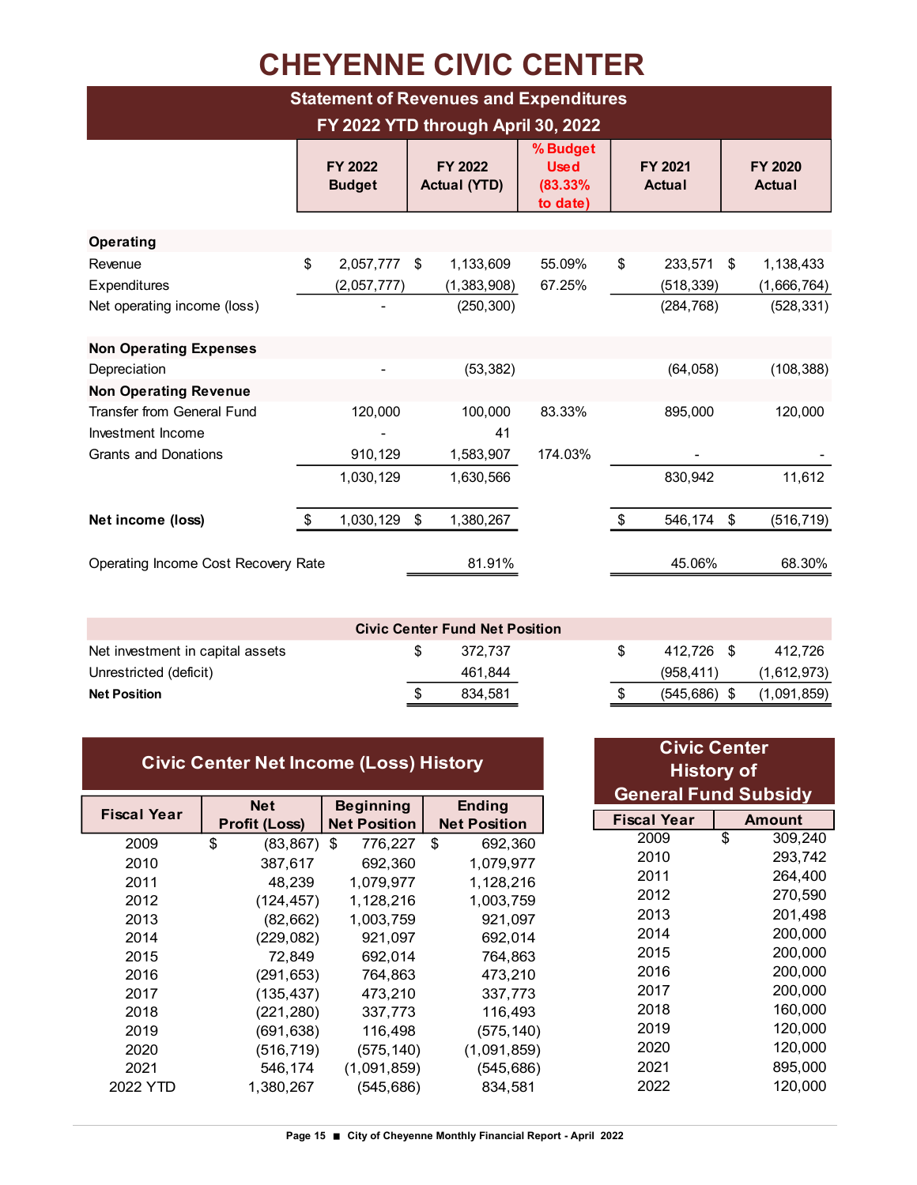# CHEYENNE CIVIC CENTER

## Statement of Revenues and Expenditures
### FY 2022 YTD through April 30, 2022

| | FY 2022 Budget | FY 2022 Actual (YTD) | % Budget Used (83.33% to date) | FY 2021 Actual | FY 2020 Actual |
|---|---|---|---|---|---|
| **Operating** | | | | | |
| Revenue | $ 2,057,777 | $ 1,133,609 | 55.09% | $ 233,571 | $ 1,138,433 |
| Expenditures | (2,057,777) | (1,383,908) | 67.25% | (518,339) | (1,666,764) |
| Net operating income (loss) | - | (250,300) | | (284,768) | (528,331) |
| **Non Operating Expenses** | | | | | |
| Depreciation | - | (53,382) | | (64,058) | (108,388) |
| **Non Operating Revenue** | | | | | |
| Transfer from General Fund | 120,000 | 100,000 | 83.33% | 895,000 | 120,000 |
| Investment Income | - | 41 | | | |
| Grants and Donations | 910,129 | 1,583,907 | 174.03% | - | - |
| | 1,030,129 | 1,630,566 | | 830,942 | 11,612 |
| **Net income (loss)** | $ 1,030,129 | $ 1,380,267 | | $ 546,174 | $ (516,719) |
| Operating Income Cost Recovery Rate | | 81.91% | | 45.06% | 68.30% |

| **Civic Center Fund Net Position** | | | | | |
|---|---|---|---|---|---|
| Net investment in capital assets | | $ 372,737 | | $ 412,726 | $ 412,726 |
| Unrestricted (deficit) | | 461,844 | | (958,411) | (1,612,973) |
| **Net Position** | | $ 834,581 | | $ (545,686) | $ (1,091,859) |

## Civic Center Net Income (Loss) History

| Fiscal Year | Net Profit (Loss) | Beginning Net Position | Ending Net Position |
|---|---|---|---|
| 2009 | $ (83,867) | $ 776,227 | $ 692,360 |
| 2010 | 387,617 | 692,360 | 1,079,977 |
| 2011 | 48,239 | 1,079,977 | 1,128,216 |
| 2012 | (124,457) | 1,128,216 | 1,003,759 |
| 2013 | (82,662) | 1,003,759 | 921,097 |
| 2014 | (229,082) | 921,097 | 692,014 |
| 2015 | 72,849 | 692,014 | 764,863 |
| 2016 | (291,653) | 764,863 | 473,210 |
| 2017 | (135,437) | 473,210 | 337,773 |
| 2018 | (221,280) | 337,773 | 116,493 |
| 2019 | (691,638) | 116,498 | (575,140) |
| 2020 | (516,719) | (575,140) | (1,091,859) |
| 2021 | 546,174 | (1,091,859) | (545,686) |
| 2022 YTD | 1,380,267 | (545,686) | 834,581 |

## Civic Center History of General Fund Subsidy

| Fiscal Year | Amount |
|---|---|
| 2009 | $ 309,240 |
| 2010 | 293,742 |
| 2011 | 264,400 |
| 2012 | 270,590 |
| 2013 | 201,498 |
| 2014 | 200,000 |
| 2015 | 200,000 |
| 2016 | 200,000 |
| 2017 | 200,000 |
| 2018 | 160,000 |
| 2019 | 120,000 |
| 2020 | 120,000 |
| 2021 | 895,000 |
| 2022 | 120,000 |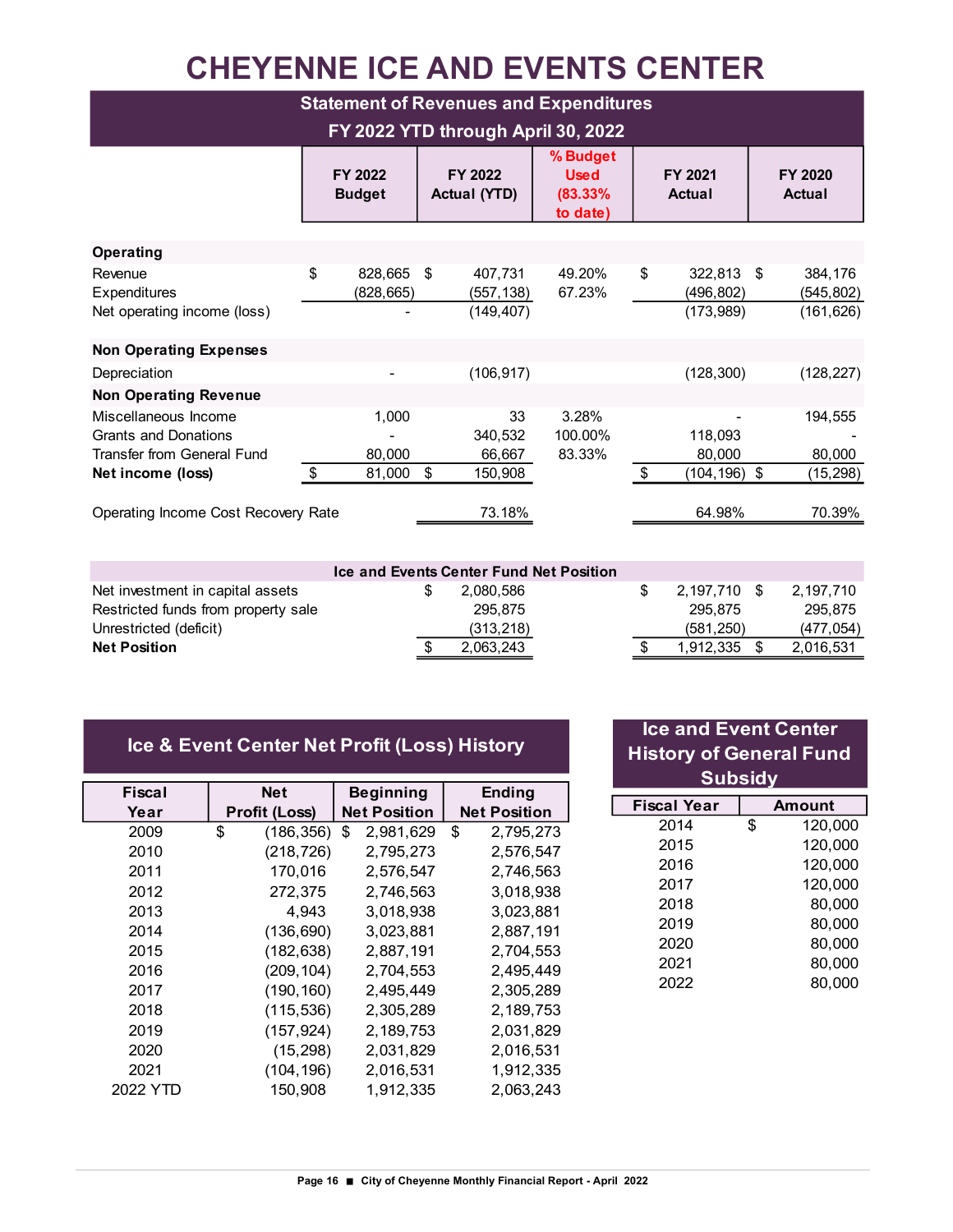# CHEYENNE ICE AND EVENTS CENTER

## Statement of Revenues and Expenditures
## FY 2022 YTD through April 30, 2022

| | FY 2022 Budget | FY 2022 Actual (YTD) | % Budget Used (83.33% to date) | FY 2021 Actual | FY 2020 Actual |
|---|---|---|---|---|---|
| **Operating** | | | | | |
| Revenue | $ 828,665 | $ 407,731 | 49.20% | $ 322,813 | $ 384,176 |
| Expenditures | (828,665) | (557,138) | 67.23% | (496,802) | (545,802) |
| Net operating income (loss) | - | (149,407) | | (173,989) | (161,626) |
| **Non Operating Expenses** | | | | | |
| Depreciation | - | (106,917) | | (128,300) | (128,227) |
| **Non Operating Revenue** | | | | | |
| Miscellaneous Income | 1,000 | 33 | 3.28% | - | 194,555 |
| Grants and Donations | - | 340,532 | 100.00% | 118,093 | - |
| Transfer from General Fund | 80,000 | 66,667 | 83.33% | 80,000 | 80,000 |
| **Net income (loss)** | $ 81,000 | $ 150,908 | | $ (104,196) | $ (15,298) |
| Operating Income Cost Recovery Rate | | 73.18% | | 64.98% | 70.39% |

### Ice and Events Center Fund Net Position

| | FY 2022 Actual (YTD) | FY 2021 Actual | FY 2020 Actual |
|---|---|---|---|
| Net investment in capital assets | $ 2,080,586 | $ 2,197,710 | $ 2,197,710 |
| Restricted funds from property sale | 295,875 | 295,875 | 295,875 |
| Unrestricted (deficit) | (313,218) | (581,250) | (477,054) |
| **Net Position** | $ 2,063,243 | $ 1,912,335 | $ 2,016,531 |

## Ice & Event Center Net Profit (Loss) History

| Fiscal Year | Net Profit (Loss) | Beginning Net Position | Ending Net Position |
|---|---|---|---|
| 2009 | $ (186,356) | $ 2,981,629 | $ 2,795,273 |
| 2010 | (218,726) | 2,795,273 | 2,576,547 |
| 2011 | 170,016 | 2,576,547 | 2,746,563 |
| 2012 | 272,375 | 2,746,563 | 3,018,938 |
| 2013 | 4,943 | 3,018,938 | 3,023,881 |
| 2014 | (136,690) | 3,023,881 | 2,887,191 |
| 2015 | (182,638) | 2,887,191 | 2,704,553 |
| 2016 | (209,104) | 2,704,553 | 2,495,449 |
| 2017 | (190,160) | 2,495,449 | 2,305,289 |
| 2018 | (115,536) | 2,305,289 | 2,189,753 |
| 2019 | (157,924) | 2,189,753 | 2,031,829 |
| 2020 | (15,298) | 2,031,829 | 2,016,531 |
| 2021 | (104,196) | 2,016,531 | 1,912,335 |
| 2022 YTD | 150,908 | 1,912,335 | 2,063,243 |

## Ice and Event Center History of General Fund Subsidy

| Fiscal Year | Amount |
|---|---|
| 2014 | $ 120,000 |
| 2015 | 120,000 |
| 2016 | 120,000 |
| 2017 | 120,000 |
| 2018 | 80,000 |
| 2019 | 80,000 |
| 2020 | 80,000 |
| 2021 | 80,000 |
| 2022 | 80,000 |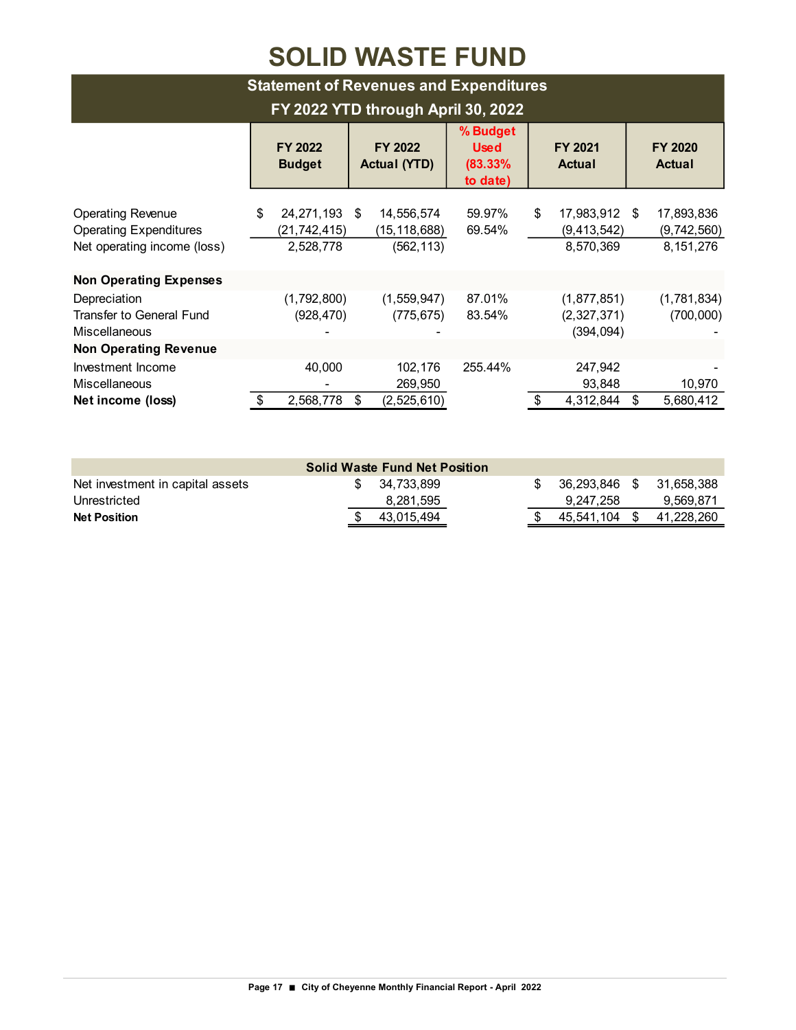# SOLID WASTE FUND

## Statement of Revenues and Expenditures

### FY 2022 YTD through April 30, 2022

| | FY 2022 Budget | FY 2022 Actual (YTD) | % Budget Used (83.33% to date) | FY 2021 Actual | FY 2020 Actual |
|---|---|---|---|---|---|
| Operating Revenue | $ 24,271,193 | $ 14,556,574 | 59.97% | $ 17,983,912 | $ 17,893,836 |
| Operating Expenditures | (21,742,415) | (15,118,688) | 69.54% | (9,413,542) | (9,742,560) |
| Net operating income (loss) | 2,528,778 | (562,113) | | 8,570,369 | 8,151,276 |
| **Non Operating Expenses** | | | | | |
| Depreciation | (1,792,800) | (1,559,947) | 87.01% | (1,877,851) | (1,781,834) |
| Transfer to General Fund | (928,470) | (775,675) | 83.54% | (2,327,371) | (700,000) |
| Miscellaneous | - | - | | (394,094) | - |
| **Non Operating Revenue** | | | | | |
| Investment Income | 40,000 | 102,176 | 255.44% | 247,942 | - |
| Miscellaneous | - | 269,950 | | 93,848 | 10,970 |
| **Net income (loss)** | $ 2,568,778 | $ (2,525,610) | | $ 4,312,844 | $ 5,680,412 |

| Solid Waste Fund Net Position | | | | |
|---|---|---|---|---|
| Net investment in capital assets | | $ 34,733,899 | $ 36,293,846 | $ 31,658,388 |
| Unrestricted | | 8,281,595 | 9,247,258 | 9,569,871 |
| **Net Position** | | $ 43,015,494 | $ 45,541,104 | $ 41,228,260 |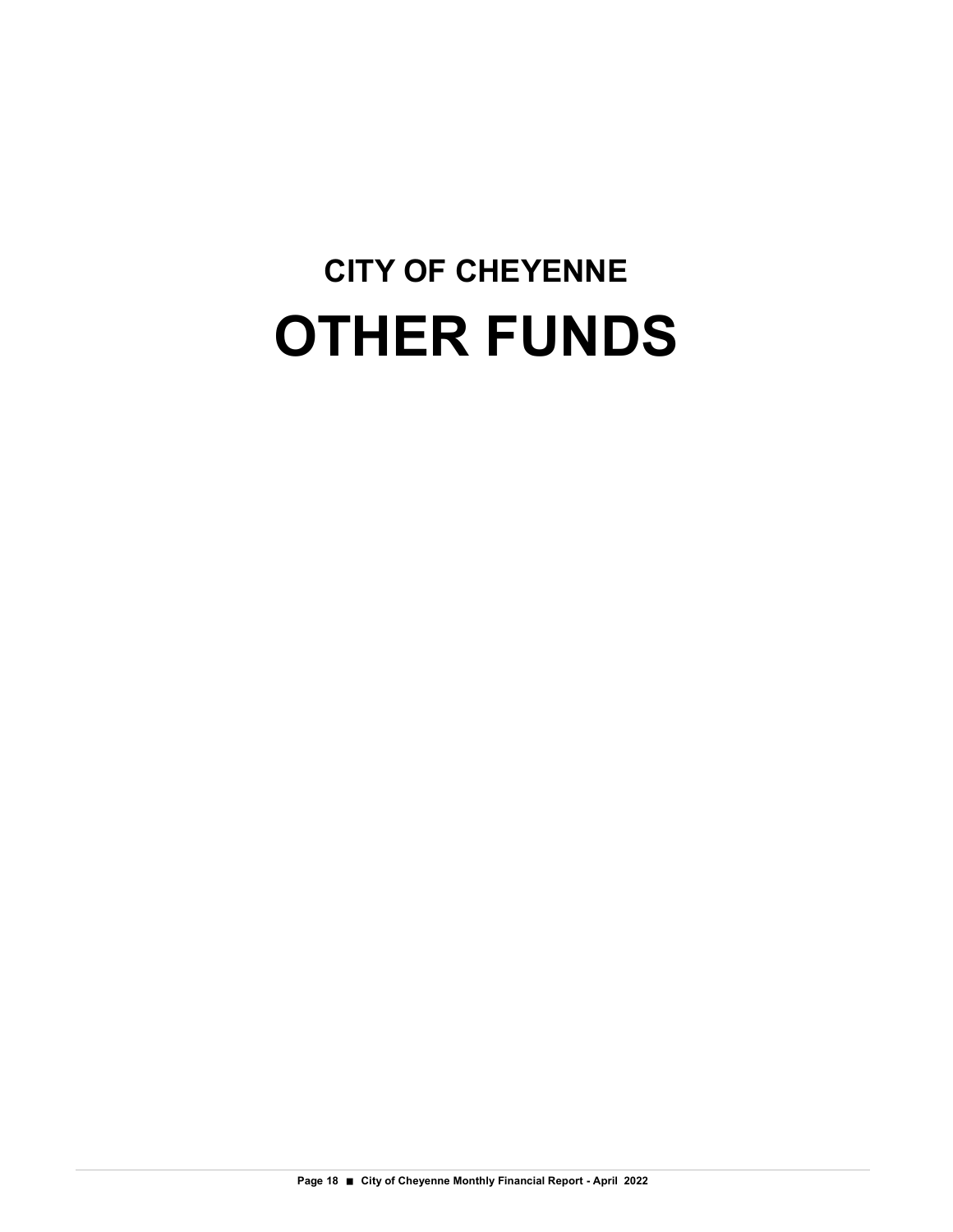# CITY OF CHEYENNE

# OTHER FUNDS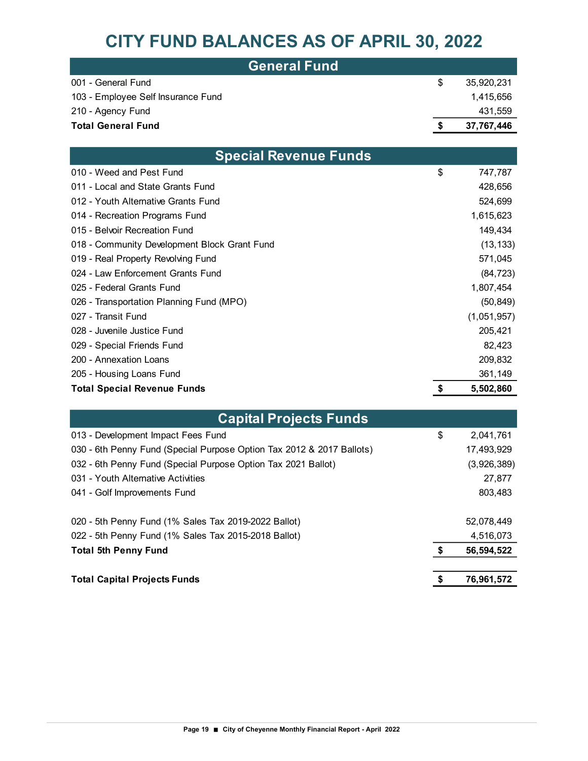# CITY FUND BALANCES AS OF APRIL 30, 2022

| General Fund | | |
|---|---|---|
| 001 - General Fund | $ | 35,920,231 |
| 103 - Employee Self Insurance Fund | | 1,415,656 |
| 210 - Agency Fund | | 431,559 |
| **Total General Fund** | **$** | **37,767,446** |

| Special Revenue Funds | | |
|---|---|---|
| 010 - Weed and Pest Fund | $ | 747,787 |
| 011 - Local and State Grants Fund | | 428,656 |
| 012 - Youth Alternative Grants Fund | | 524,699 |
| 014 - Recreation Programs Fund | | 1,615,623 |
| 015 - Belvoir Recreation Fund | | 149,434 |
| 018 - Community Development Block Grant Fund | | (13,133) |
| 019 - Real Property Revolving Fund | | 571,045 |
| 024 - Law Enforcement Grants Fund | | (84,723) |
| 025 - Federal Grants Fund | | 1,807,454 |
| 026 - Transportation Planning Fund (MPO) | | (50,849) |
| 027 - Transit Fund | | (1,051,957) |
| 028 - Juvenile Justice Fund | | 205,421 |
| 029 - Special Friends Fund | | 82,423 |
| 200 - Annexation Loans | | 209,832 |
| 205 - Housing Loans Fund | | 361,149 |
| **Total Special Revenue Funds** | **$** | **5,502,860** |

| Capital Projects Funds | | |
|---|---|---|
| 013 - Development Impact Fees Fund | $ | 2,041,761 |
| 030 - 6th Penny Fund (Special Purpose Option Tax 2012 & 2017 Ballots) | | 17,493,929 |
| 032 - 6th Penny Fund (Special Purpose Option Tax 2021 Ballot) | | (3,926,389) |
| 031 - Youth Alternative Activities | | 27,877 |
| 041 - Golf Improvements Fund | | 803,483 |
| | | |
| 020 - 5th Penny Fund (1% Sales Tax 2019-2022 Ballot) | | 52,078,449 |
| 022 - 5th Penny Fund (1% Sales Tax 2015-2018 Ballot) | | 4,516,073 |
| **Total 5th Penny Fund** | **$** | **56,594,522** |
| | | |
| **Total Capital Projects Funds** | **$** | **76,961,572** |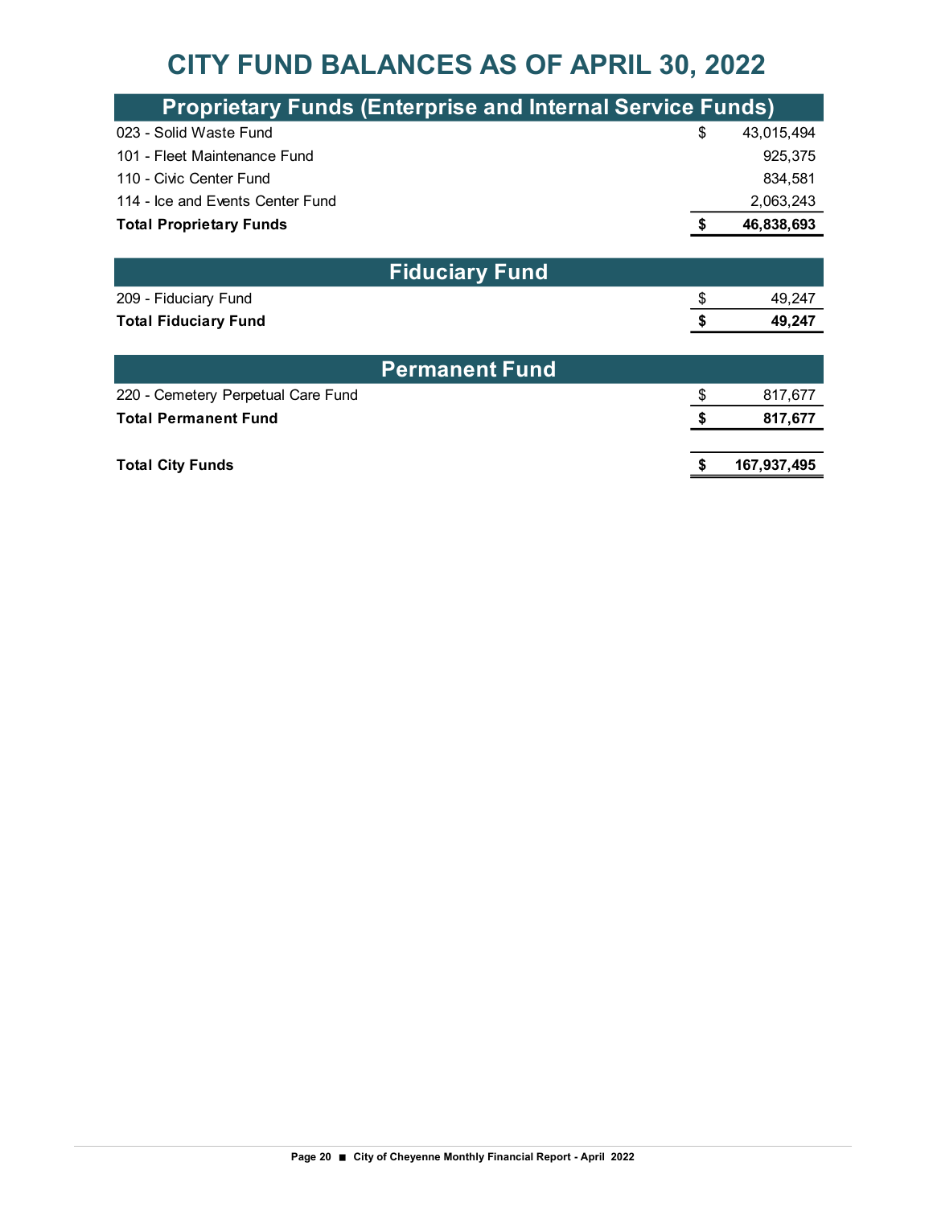# CITY FUND BALANCES AS OF APRIL 30, 2022

## Proprietary Funds (Enterprise and Internal Service Funds)

| Fund | | Amount |
|---|---|---|
| 023 - Solid Waste Fund | $ | 43,015,494 |
| 101 - Fleet Maintenance Fund | | 925,375 |
| 110 - Civic Center Fund | | 834,581 |
| 114 - Ice and Events Center Fund | | 2,063,243 |
| **Total Proprietary Funds** | **$** | **46,838,693** |

## Fiduciary Fund

| Fund | | Amount |
|---|---|---|
| 209 - Fiduciary Fund | $ | 49,247 |
| **Total Fiduciary Fund** | **$** | **49,247** |

## Permanent Fund

| Fund | | Amount |
|---|---|---|
| 220 - Cemetery Perpetual Care Fund | $ | 817,677 |
| **Total Permanent Fund** | **$** | **817,677** |
| | | |
| **Total City Funds** | **$** | **167,937,495** |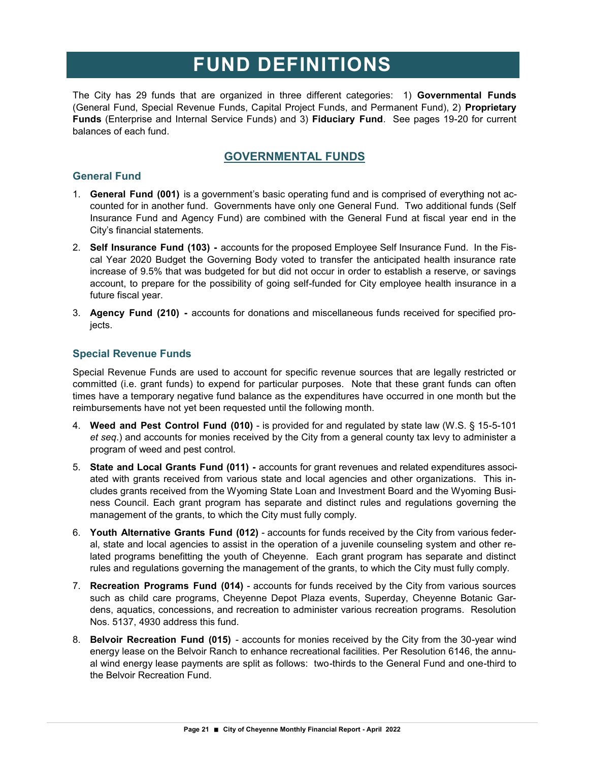# FUND DEFINITIONS

The City has 29 funds that are organized in three different categories: 1) **Governmental Funds** (General Fund, Special Revenue Funds, Capital Project Funds, and Permanent Fund), 2) **Proprietary Funds** (Enterprise and Internal Service Funds) and 3) **Fiduciary Fund**. See pages 19-20 for current balances of each fund.

## GOVERNMENTAL FUNDS

### General Fund

1. **General Fund (001)** is a government's basic operating fund and is comprised of everything not accounted for in another fund. Governments have only one General Fund. Two additional funds (Self Insurance Fund and Agency Fund) are combined with the General Fund at fiscal year end in the City's financial statements.
2. **Self Insurance Fund (103) -** accounts for the proposed Employee Self Insurance Fund. In the Fiscal Year 2020 Budget the Governing Body voted to transfer the anticipated health insurance rate increase of 9.5% that was budgeted for but did not occur in order to establish a reserve, or savings account, to prepare for the possibility of going self-funded for City employee health insurance in a future fiscal year.
3. **Agency Fund (210) -** accounts for donations and miscellaneous funds received for specified projects.

### Special Revenue Funds

Special Revenue Funds are used to account for specific revenue sources that are legally restricted or committed (i.e. grant funds) to expend for particular purposes. Note that these grant funds can often times have a temporary negative fund balance as the expenditures have occurred in one month but the reimbursements have not yet been requested until the following month.

4. **Weed and Pest Control Fund (010)** - is provided for and regulated by state law (W.S. § 15-5-101 *et seq*.) and accounts for monies received by the City from a general county tax levy to administer a program of weed and pest control.
5. **State and Local Grants Fund (011) -** accounts for grant revenues and related expenditures associated with grants received from various state and local agencies and other organizations. This includes grants received from the Wyoming State Loan and Investment Board and the Wyoming Business Council. Each grant program has separate and distinct rules and regulations governing the management of the grants, to which the City must fully comply.
6. **Youth Alternative Grants Fund (012)** - accounts for funds received by the City from various federal, state and local agencies to assist in the operation of a juvenile counseling system and other related programs benefitting the youth of Cheyenne. Each grant program has separate and distinct rules and regulations governing the management of the grants, to which the City must fully comply.
7. **Recreation Programs Fund (014)** - accounts for funds received by the City from various sources such as child care programs, Cheyenne Depot Plaza events, Superday, Cheyenne Botanic Gardens, aquatics, concessions, and recreation to administer various recreation programs. Resolution Nos. 5137, 4930 address this fund.
8. **Belvoir Recreation Fund (015)** - accounts for monies received by the City from the 30-year wind energy lease on the Belvoir Ranch to enhance recreational facilities. Per Resolution 6146, the annual wind energy lease payments are split as follows: two-thirds to the General Fund and one-third to the Belvoir Recreation Fund.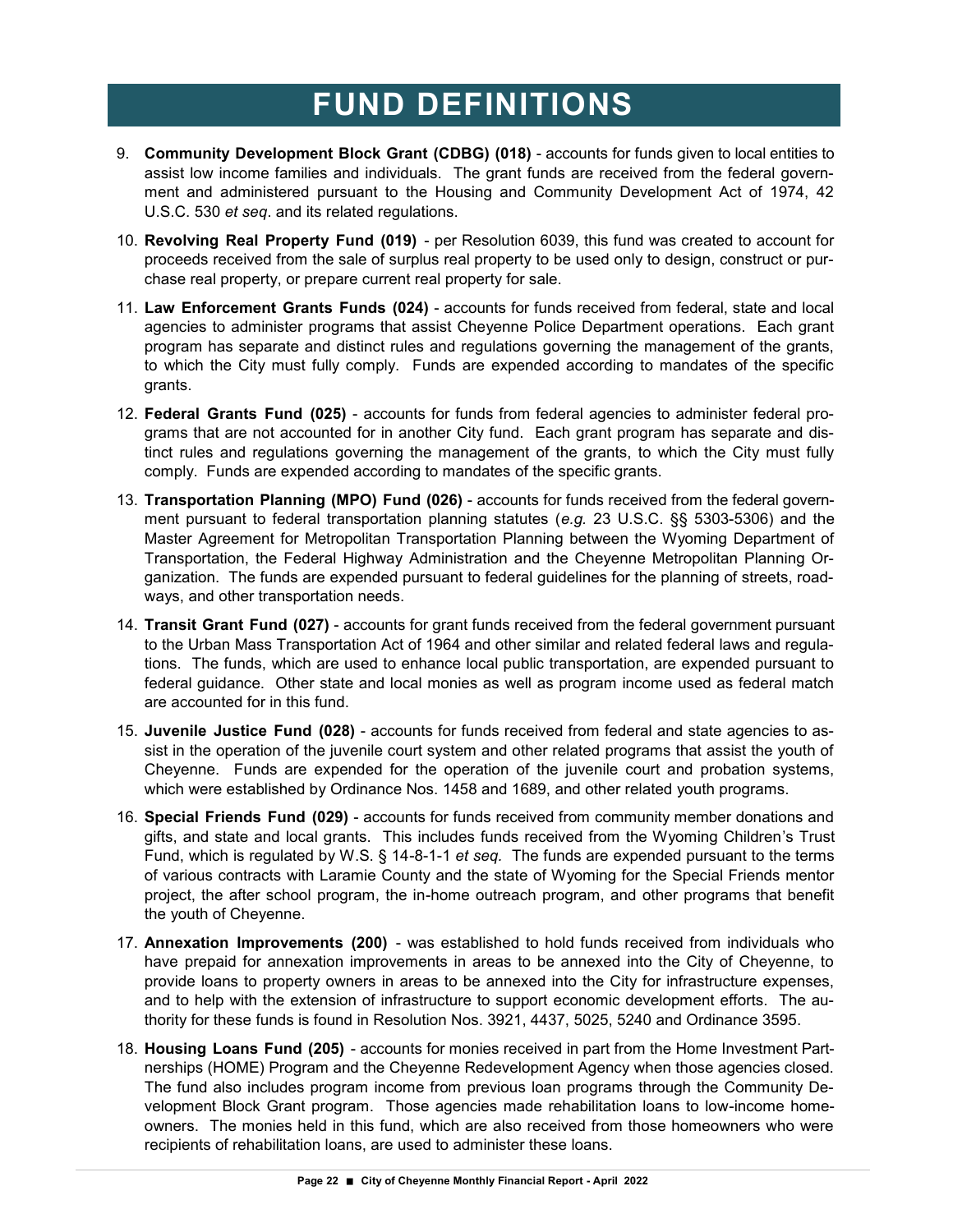# FUND DEFINITIONS

9. **Community Development Block Grant (CDBG) (018)** - accounts for funds given to local entities to assist low income families and individuals. The grant funds are received from the federal government and administered pursuant to the Housing and Community Development Act of 1974, 42 U.S.C. 530 *et seq*. and its related regulations.

10. **Revolving Real Property Fund (019)** - per Resolution 6039, this fund was created to account for proceeds received from the sale of surplus real property to be used only to design, construct or purchase real property, or prepare current real property for sale.

11. **Law Enforcement Grants Funds (024)** - accounts for funds received from federal, state and local agencies to administer programs that assist Cheyenne Police Department operations. Each grant program has separate and distinct rules and regulations governing the management of the grants, to which the City must fully comply. Funds are expended according to mandates of the specific grants.

12. **Federal Grants Fund (025)** - accounts for funds from federal agencies to administer federal programs that are not accounted for in another City fund. Each grant program has separate and distinct rules and regulations governing the management of the grants, to which the City must fully comply. Funds are expended according to mandates of the specific grants.

13. **Transportation Planning (MPO) Fund (026)** - accounts for funds received from the federal government pursuant to federal transportation planning statutes (*e.g.* 23 U.S.C. §§ 5303-5306) and the Master Agreement for Metropolitan Transportation Planning between the Wyoming Department of Transportation, the Federal Highway Administration and the Cheyenne Metropolitan Planning Organization. The funds are expended pursuant to federal guidelines for the planning of streets, roadways, and other transportation needs.

14. **Transit Grant Fund (027)** - accounts for grant funds received from the federal government pursuant to the Urban Mass Transportation Act of 1964 and other similar and related federal laws and regulations. The funds, which are used to enhance local public transportation, are expended pursuant to federal guidance. Other state and local monies as well as program income used as federal match are accounted for in this fund.

15. **Juvenile Justice Fund (028)** - accounts for funds received from federal and state agencies to assist in the operation of the juvenile court system and other related programs that assist the youth of Cheyenne. Funds are expended for the operation of the juvenile court and probation systems, which were established by Ordinance Nos. 1458 and 1689, and other related youth programs.

16. **Special Friends Fund (029)** - accounts for funds received from community member donations and gifts, and state and local grants. This includes funds received from the Wyoming Children's Trust Fund, which is regulated by W.S. § 14-8-1-1 *et seq.* The funds are expended pursuant to the terms of various contracts with Laramie County and the state of Wyoming for the Special Friends mentor project, the after school program, the in-home outreach program, and other programs that benefit the youth of Cheyenne.

17. **Annexation Improvements (200)** - was established to hold funds received from individuals who have prepaid for annexation improvements in areas to be annexed into the City of Cheyenne, to provide loans to property owners in areas to be annexed into the City for infrastructure expenses, and to help with the extension of infrastructure to support economic development efforts. The authority for these funds is found in Resolution Nos. 3921, 4437, 5025, 5240 and Ordinance 3595.

18. **Housing Loans Fund (205)** - accounts for monies received in part from the Home Investment Partnerships (HOME) Program and the Cheyenne Redevelopment Agency when those agencies closed. The fund also includes program income from previous loan programs through the Community Development Block Grant program. Those agencies made rehabilitation loans to low-income homeowners. The monies held in this fund, which are also received from those homeowners who were recipients of rehabilitation loans, are used to administer these loans.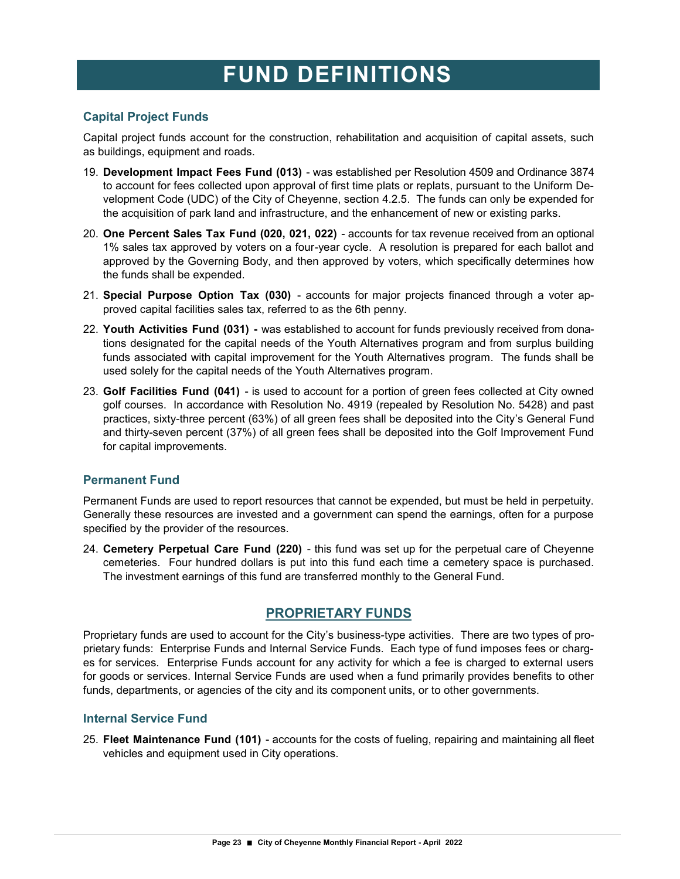# FUND DEFINITIONS

### Capital Project Funds

Capital project funds account for the construction, rehabilitation and acquisition of capital assets, such as buildings, equipment and roads.

19. **Development Impact Fees Fund (013)** - was established per Resolution 4509 and Ordinance 3874 to account for fees collected upon approval of first time plats or replats, pursuant to the Uniform Development Code (UDC) of the City of Cheyenne, section 4.2.5. The funds can only be expended for the acquisition of park land and infrastructure, and the enhancement of new or existing parks.
20. **One Percent Sales Tax Fund (020, 021, 022)** - accounts for tax revenue received from an optional 1% sales tax approved by voters on a four-year cycle. A resolution is prepared for each ballot and approved by the Governing Body, and then approved by voters, which specifically determines how the funds shall be expended.
21. **Special Purpose Option Tax (030)** - accounts for major projects financed through a voter approved capital facilities sales tax, referred to as the 6th penny.
22. **Youth Activities Fund (031) -** was established to account for funds previously received from donations designated for the capital needs of the Youth Alternatives program and from surplus building funds associated with capital improvement for the Youth Alternatives program. The funds shall be used solely for the capital needs of the Youth Alternatives program.
23. **Golf Facilities Fund (041)** - is used to account for a portion of green fees collected at City owned golf courses. In accordance with Resolution No. 4919 (repealed by Resolution No. 5428) and past practices, sixty-three percent (63%) of all green fees shall be deposited into the City's General Fund and thirty-seven percent (37%) of all green fees shall be deposited into the Golf Improvement Fund for capital improvements.

### Permanent Fund

Permanent Funds are used to report resources that cannot be expended, but must be held in perpetuity. Generally these resources are invested and a government can spend the earnings, often for a purpose specified by the provider of the resources.

24. **Cemetery Perpetual Care Fund (220)** - this fund was set up for the perpetual care of Cheyenne cemeteries. Four hundred dollars is put into this fund each time a cemetery space is purchased. The investment earnings of this fund are transferred monthly to the General Fund.

## PROPRIETARY FUNDS

Proprietary funds are used to account for the City's business-type activities. There are two types of proprietary funds: Enterprise Funds and Internal Service Funds. Each type of fund imposes fees or charges for services. Enterprise Funds account for any activity for which a fee is charged to external users for goods or services. Internal Service Funds are used when a fund primarily provides benefits to other funds, departments, or agencies of the city and its component units, or to other governments.

### Internal Service Fund

25. **Fleet Maintenance Fund (101)** - accounts for the costs of fueling, repairing and maintaining all fleet vehicles and equipment used in City operations.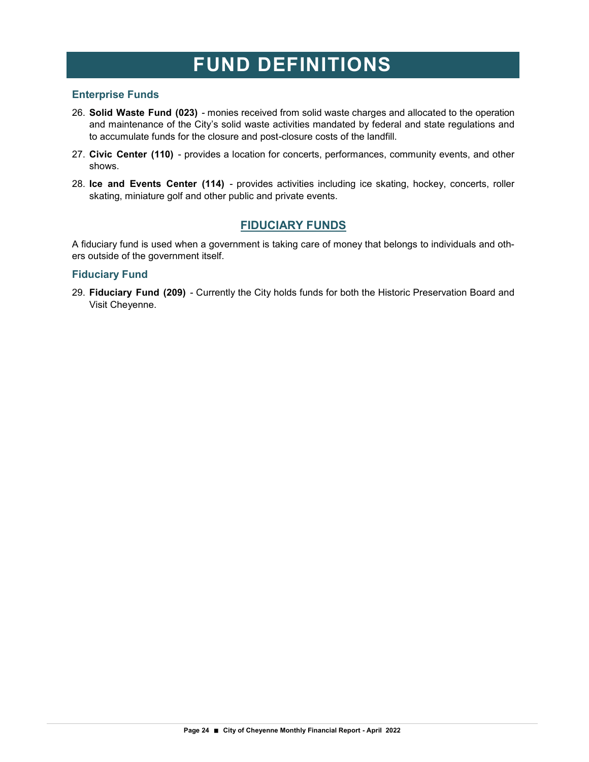# FUND DEFINITIONS

### Enterprise Funds

26. **Solid Waste Fund (023)** - monies received from solid waste charges and allocated to the operation and maintenance of the City's solid waste activities mandated by federal and state regulations and to accumulate funds for the closure and post-closure costs of the landfill.
27. **Civic Center (110)** - provides a location for concerts, performances, community events, and other shows.
28. **Ice and Events Center (114)** - provides activities including ice skating, hockey, concerts, roller skating, miniature golf and other public and private events.

## FIDUCIARY FUNDS

A fiduciary fund is used when a government is taking care of money that belongs to individuals and others outside of the government itself.

### Fiduciary Fund

29. **Fiduciary Fund (209)** - Currently the City holds funds for both the Historic Preservation Board and Visit Cheyenne.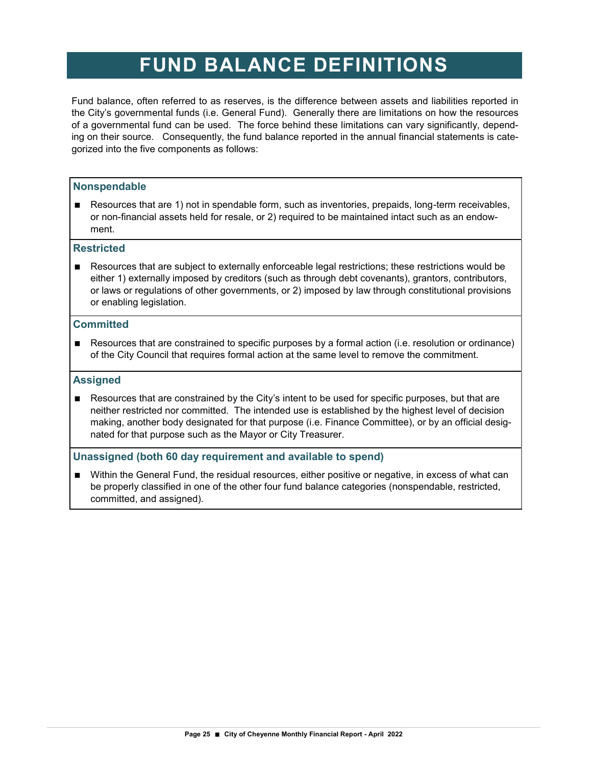# FUND BALANCE DEFINITIONS

Fund balance, often referred to as reserves, is the difference between assets and liabilities reported in the City's governmental funds (i.e. General Fund). Generally there are limitations on how the resources of a governmental fund can be used. The force behind these limitations can vary significantly, depending on their source. Consequently, the fund balance reported in the annual financial statements is categorized into the five components as follows:

### Nonspendable

- Resources that are 1) not in spendable form, such as inventories, prepaids, long-term receivables, or non-financial assets held for resale, or 2) required to be maintained intact such as an endowment.

### Restricted

- Resources that are subject to externally enforceable legal restrictions; these restrictions would be either 1) externally imposed by creditors (such as through debt covenants), grantors, contributors, or laws or regulations of other governments, or 2) imposed by law through constitutional provisions or enabling legislation.

### Committed

- Resources that are constrained to specific purposes by a formal action (i.e. resolution or ordinance) of the City Council that requires formal action at the same level to remove the commitment.

### Assigned

- Resources that are constrained by the City's intent to be used for specific purposes, but that are neither restricted nor committed. The intended use is established by the highest level of decision making, another body designated for that purpose (i.e. Finance Committee), or by an official designated for that purpose such as the Mayor or City Treasurer.

### Unassigned (both 60 day requirement and available to spend)

- Within the General Fund, the residual resources, either positive or negative, in excess of what can be properly classified in one of the other four fund balance categories (nonspendable, restricted, committed, and assigned).